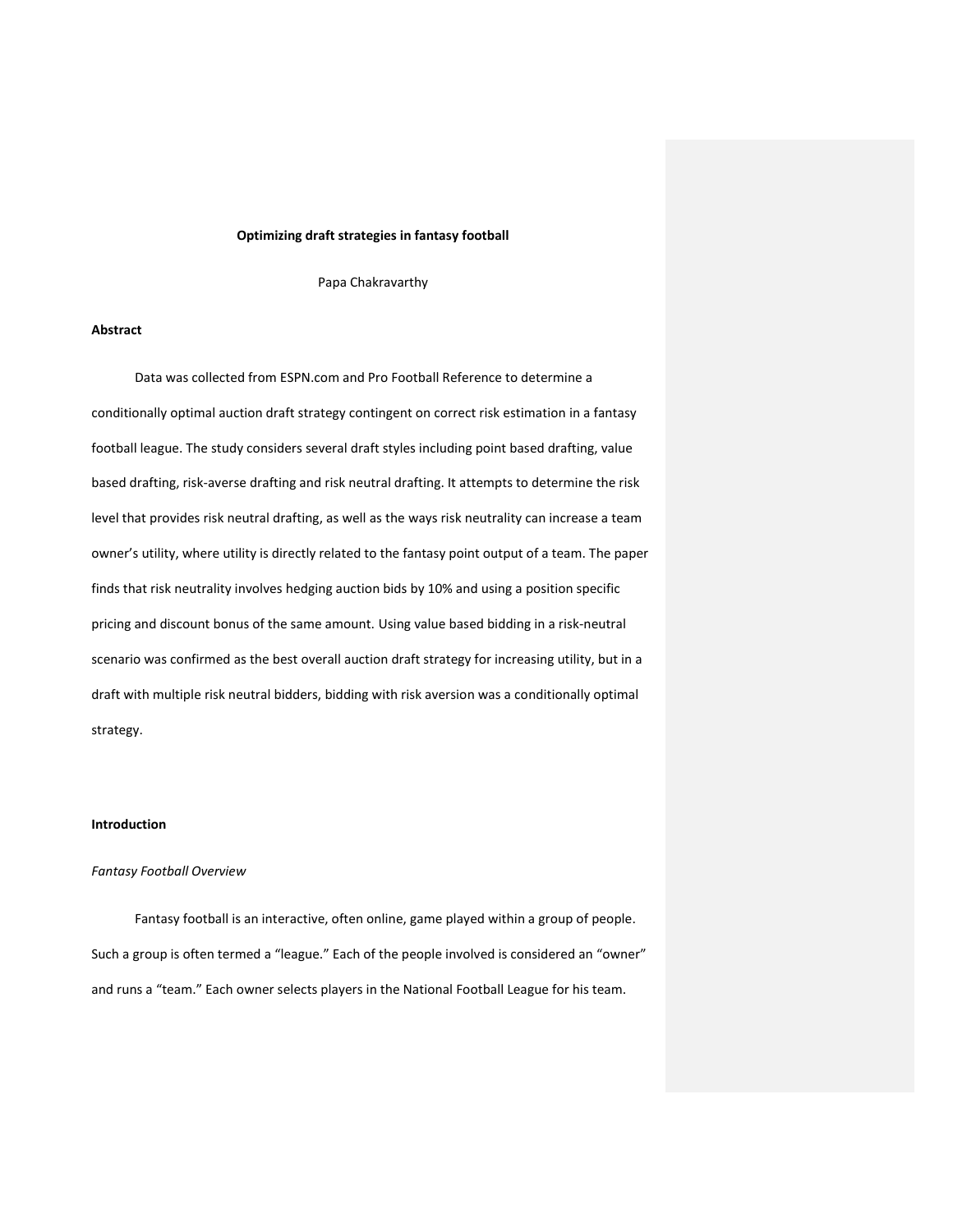# Optimizing draft strategies in fantasy football

Papa Chakravarthy

## Abstract

Data was collected from ESPN.com and Pro Football Reference to determine a conditionally optimal auction draft strategy contingent on correct risk estimation in a fantasy football league. The study considers several draft styles including point based drafting, value based drafting, risk-averse drafting and risk neutral drafting. It attempts to determine the risk level that provides risk neutral drafting, as well as the ways risk neutrality can increase a team owner's utility, where utility is directly related to the fantasy point output of a team. The paper finds that risk neutrality involves hedging auction bids by 10% and using a position specific pricing and discount bonus of the same amount. Using value based bidding in a risk-neutral scenario was confirmed as the best overall auction draft strategy for increasing utility, but in a draft with multiple risk neutral bidders, bidding with risk aversion was a conditionally optimal strategy.

## Introduction

### *Fantasy Football Overview*

Fantasy football is an interactive, often online, game played within a group of people. Such a group is often termed a "league." Each of the people involved is considered an "owner" and runs a "team." Each owner selects players in the National Football League for his team.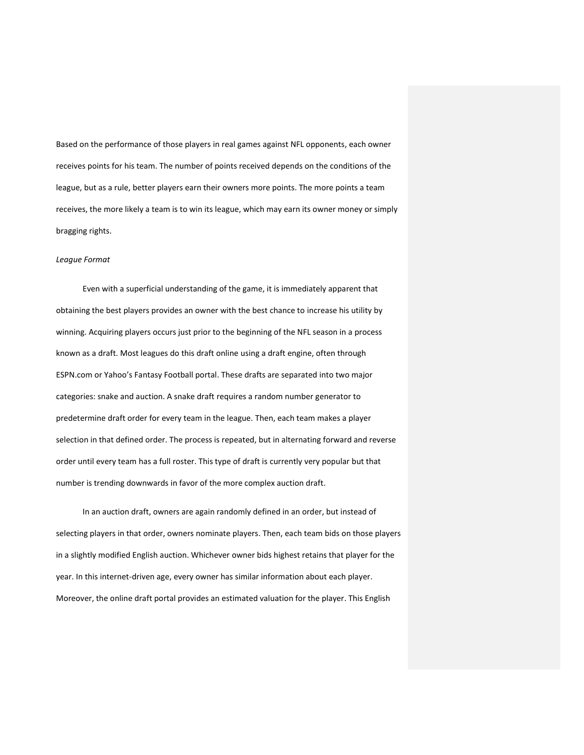Based on the performance of those players in real games against NFL opponents, each owner receives points for his team. The number of points received depends on the conditions of the league, but as a rule, better players earn their owners more points. The more points a team receives, the more likely a team is to win its league, which may earn its owner money or simply bragging rights.

*League Format*

Even with a superficial understanding of the game, it is immediately apparent that obtaining the best players provides an owner with the best chance to increase his utility by winning. Acquiring players occurs just prior to the beginning of the NFL season in a process known as a draft. Most leagues do this draft online using a draft engine, often through ESPN.com or Yahoo's Fantasy Football portal. These drafts are separated into two major categories: snake and auction. A snake draft requires a random number generator to predetermine draft order for every team in the league. Then, each team makes a player selection in that defined order. The process is repeated, but in alternating forward and reverse order until every team has a full roster. This type of draft is currently very popular but that number is trending downwards in favor of the more complex auction draft.

In an auction draft, owners are again randomly defined in an order, but instead of selecting players in that order, owners nominate players. Then, each team bids on those players in a slightly modified English auction. Whichever owner bids highest retains that player for the year. In this internet-driven age, every owner has similar information about each player. Moreover, the online draft portal provides an estimated valuation for the player. This English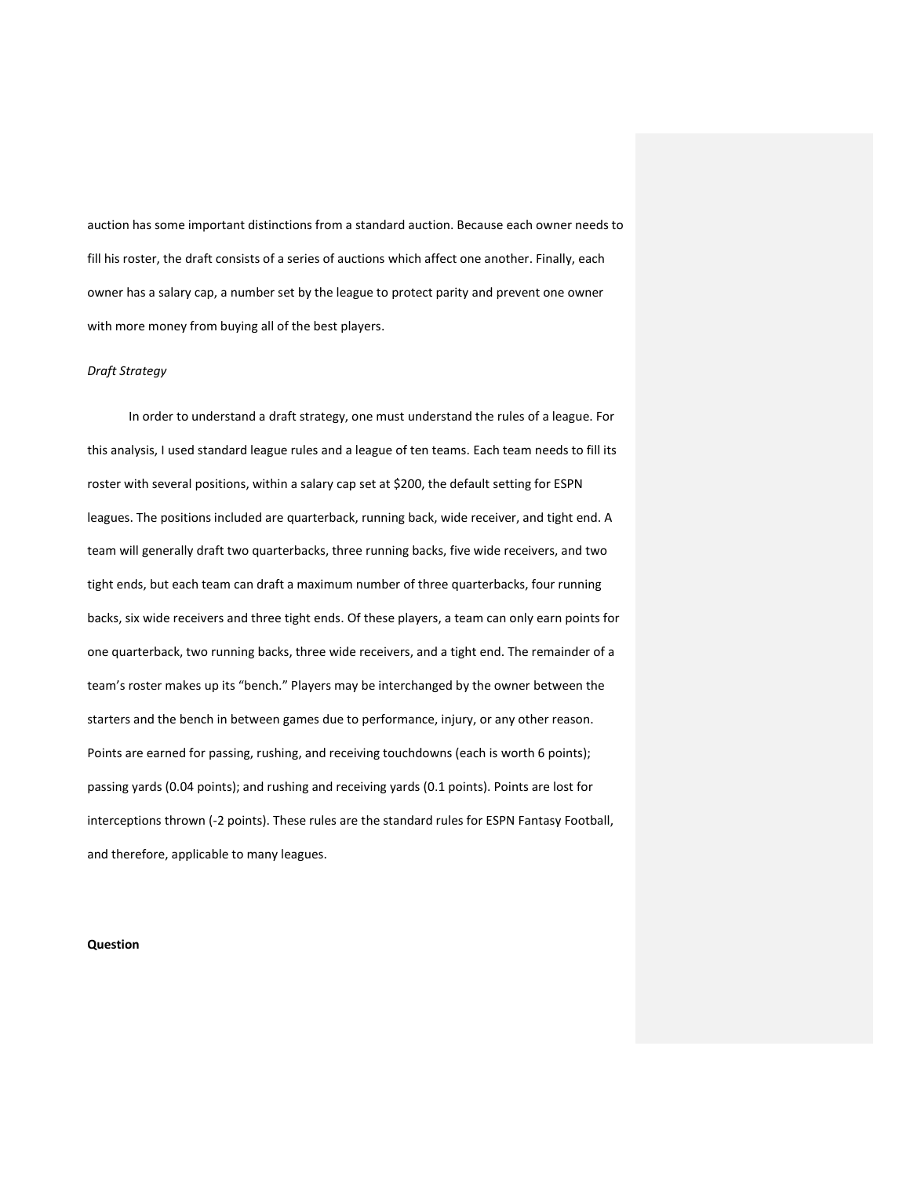auction has some important distinctions from a standard auction. Because each owner needs to fill his roster, the draft consists of a series of auctions which affect one another. Finally, each owner has a salary cap, a number set by the league to protect parity and prevent one owner with more money from buying all of the best players.

*Draft Strategy*

In order to understand a draft strategy, one must understand the rules of a league. For this analysis, I used standard league rules and a league of ten teams. Each team needs to fill its roster with several positions, within a salary cap set at $200, the default setting for ESPN leagues. The positions included are quarterback, running back, wide receiver, and tight end. A team will generally draft two quarterbacks, three running backs, five wide receivers, and two tight ends, but each team can draft a maximum number of three quarterbacks, four running backs, six wide receivers and three tight ends. Of these players, a team can only earn points for one quarterback, two running backs, three wide receivers, and a tight end. The remainder of a team's roster makes up its "bench." Players may be interchanged by the owner between the starters and the bench in between games due to performance, injury, or any other reason. Points are earned for passing, rushing, and receiving touchdowns (each is worth 6 points); passing yards (0.04 points); and rushing and receiving yards (0.1 points). Points are lost for interceptions thrown (-2 points). These rules are the standard rules for ESPN Fantasy Football, and therefore, applicable to many leagues.

**Question**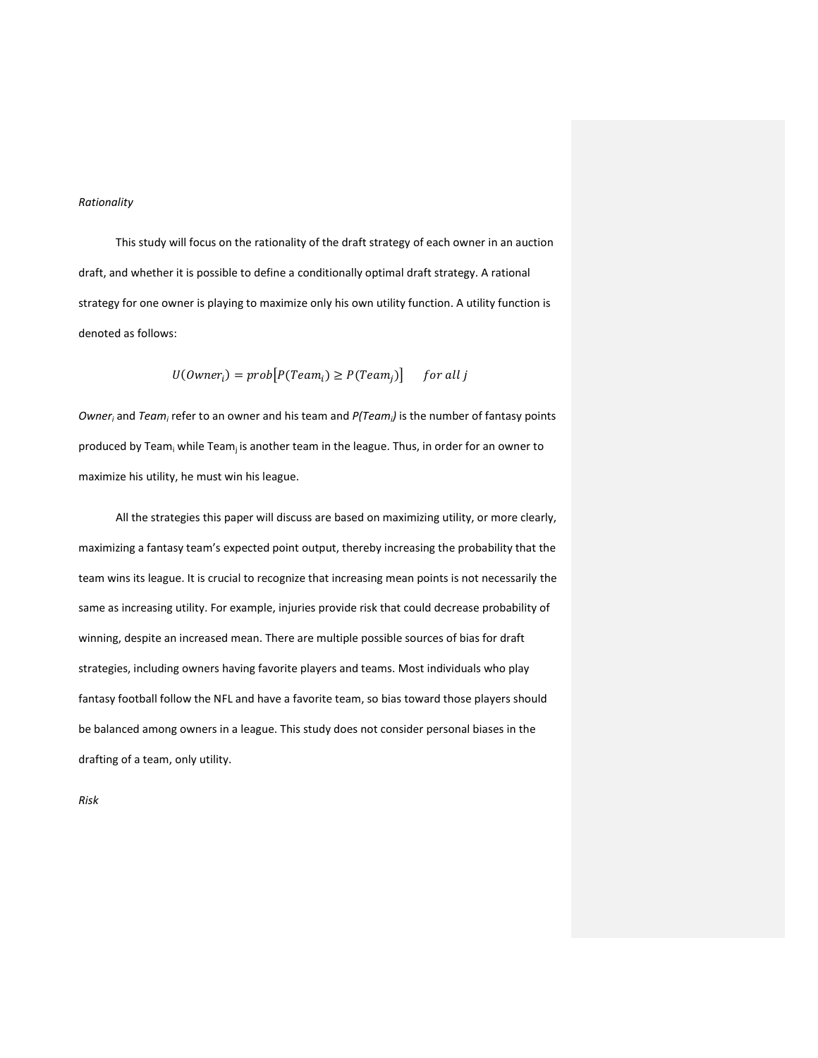*Rationality*

This study will focus on the rationality of the draft strategy of each owner in an auction draft, and whether it is possible to define a conditionally optimal draft strategy. A rational strategy for one owner is playing to maximize only his own utility function. A utility function is denoted as follows:

$$U(Owner_i) = prob\left[P(Team_i) \geq P(Team_j)\right] \quad for\ all\ j$$

$Owner_i$ and $Team_i$ refer to an owner and his team and $P(Team_i)$ is the number of fantasy points produced by $Team_i$ while $Team_j$ is another team in the league. Thus, in order for an owner to maximize his utility, he must win his league.

All the strategies this paper will discuss are based on maximizing utility, or more clearly, maximizing a fantasy team's expected point output, thereby increasing the probability that the team wins its league. It is crucial to recognize that increasing mean points is not necessarily the same as increasing utility. For example, injuries provide risk that could decrease probability of winning, despite an increased mean. There are multiple possible sources of bias for draft strategies, including owners having favorite players and teams. Most individuals who play fantasy football follow the NFL and have a favorite team, so bias toward those players should be balanced among owners in a league. This study does not consider personal biases in the drafting of a team, only utility.

*Risk*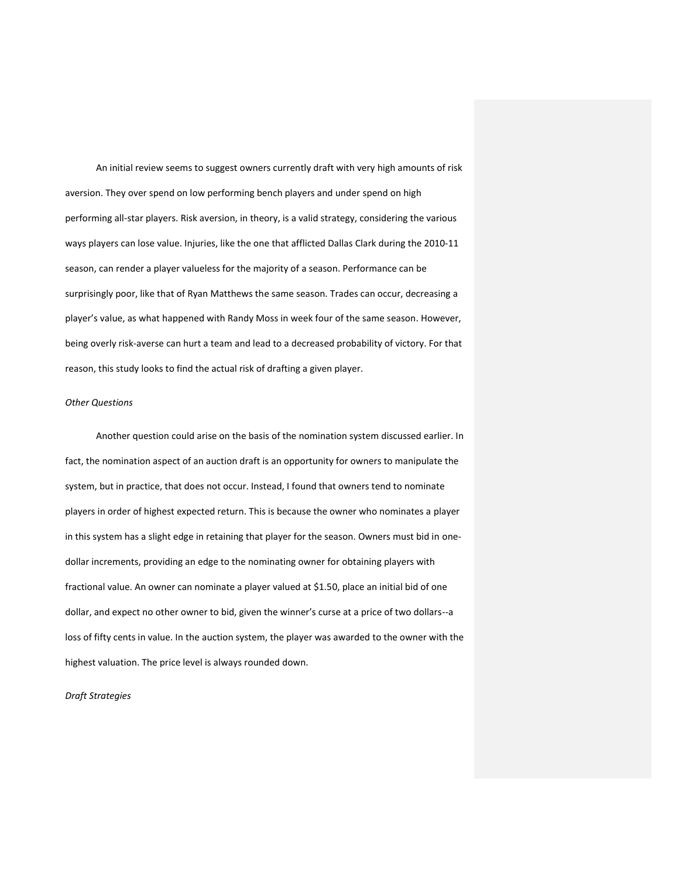An initial review seems to suggest owners currently draft with very high amounts of risk aversion. They over spend on low performing bench players and under spend on high performing all-star players. Risk aversion, in theory, is a valid strategy, considering the various ways players can lose value. Injuries, like the one that afflicted Dallas Clark during the 2010-11 season, can render a player valueless for the majority of a season. Performance can be surprisingly poor, like that of Ryan Matthews the same season. Trades can occur, decreasing a player's value, as what happened with Randy Moss in week four of the same season. However, being overly risk-averse can hurt a team and lead to a decreased probability of victory. For that reason, this study looks to find the actual risk of drafting a given player.

*Other Questions*

Another question could arise on the basis of the nomination system discussed earlier. In fact, the nomination aspect of an auction draft is an opportunity for owners to manipulate the system, but in practice, that does not occur. Instead, I found that owners tend to nominate players in order of highest expected return. This is because the owner who nominates a player in this system has a slight edge in retaining that player for the season. Owners must bid in one-dollar increments, providing an edge to the nominating owner for obtaining players with fractional value. An owner can nominate a player valued at $1.50, place an initial bid of one dollar, and expect no other owner to bid, given the winner's curse at a price of two dollars--a loss of fifty cents in value. In the auction system, the player was awarded to the owner with the highest valuation. The price level is always rounded down.

*Draft Strategies*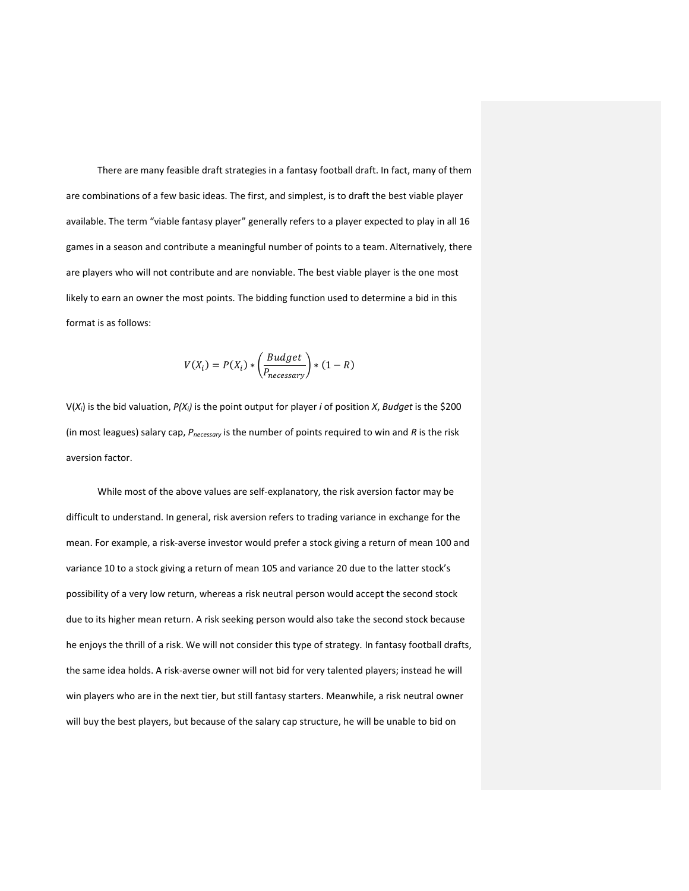There are many feasible draft strategies in a fantasy football draft. In fact, many of them are combinations of a few basic ideas. The first, and simplest, is to draft the best viable player available. The term "viable fantasy player" generally refers to a player expected to play in all 16 games in a season and contribute a meaningful number of points to a team. Alternatively, there are players who will not contribute and are nonviable. The best viable player is the one most likely to earn an owner the most points. The bidding function used to determine a bid in this format is as follows:

$$V(X_i) = P(X_i) * \left(\frac{Budget}{P_{necessary}}\right) * (1 - R)$$

$V(X_i)$ is the bid valuation, $P(X_i)$ is the point output for player *i* of position *X*, *Budget* is the \$200 (in most leagues) salary cap, $P_{necessary}$ is the number of points required to win and *R* is the risk aversion factor.

While most of the above values are self-explanatory, the risk aversion factor may be difficult to understand. In general, risk aversion refers to trading variance in exchange for the mean. For example, a risk-averse investor would prefer a stock giving a return of mean 100 and variance 10 to a stock giving a return of mean 105 and variance 20 due to the latter stock's possibility of a very low return, whereas a risk neutral person would accept the second stock due to its higher mean return. A risk seeking person would also take the second stock because he enjoys the thrill of a risk. We will not consider this type of strategy. In fantasy football drafts, the same idea holds. A risk-averse owner will not bid for very talented players; instead he will win players who are in the next tier, but still fantasy starters. Meanwhile, a risk neutral owner will buy the best players, but because of the salary cap structure, he will be unable to bid on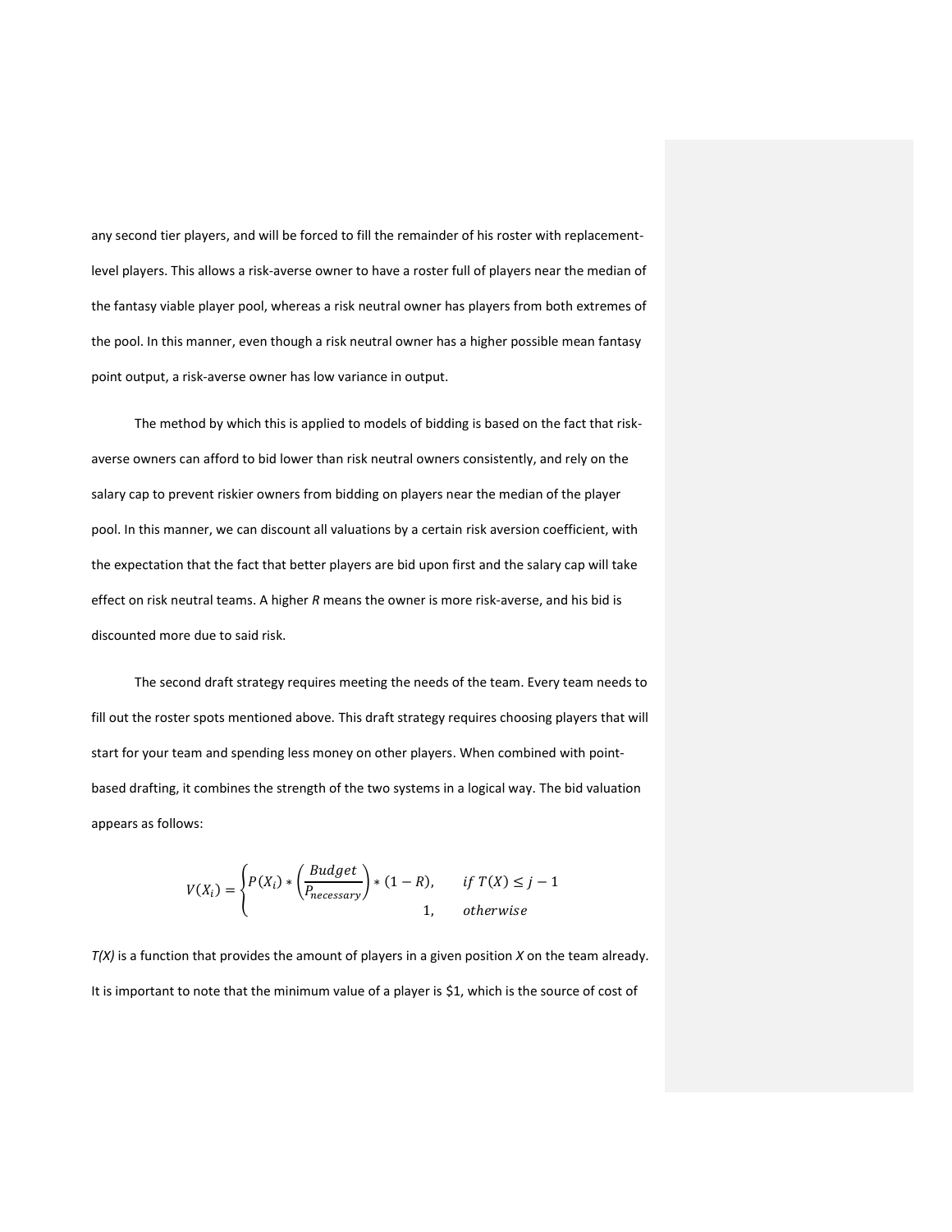any second tier players, and will be forced to fill the remainder of his roster with replacement-level players. This allows a risk-averse owner to have a roster full of players near the median of the fantasy viable player pool, whereas a risk neutral owner has players from both extremes of the pool. In this manner, even though a risk neutral owner has a higher possible mean fantasy point output, a risk-averse owner has low variance in output.

The method by which this is applied to models of bidding is based on the fact that risk-averse owners can afford to bid lower than risk neutral owners consistently, and rely on the salary cap to prevent riskier owners from bidding on players near the median of the player pool. In this manner, we can discount all valuations by a certain risk aversion coefficient, with the expectation that the fact that better players are bid upon first and the salary cap will take effect on risk neutral teams. A higher *R* means the owner is more risk-averse, and his bid is discounted more due to said risk.

The second draft strategy requires meeting the needs of the team. Every team needs to fill out the roster spots mentioned above. This draft strategy requires choosing players that will start for your team and spending less money on other players. When combined with point-based drafting, it combines the strength of the two systems in a logical way. The bid valuation appears as follows:

$$V(X_i) = \begin{cases} P(X_i) * \left(\dfrac{Budget}{P_{necessary}}\right) * (1 - R), & if\ T(X) \leq j - 1 \\ 1, & otherwise \end{cases}$$

*T(X)* is a function that provides the amount of players in a given position *X* on the team already. It is important to note that the minimum value of a player is $1, which is the source of cost of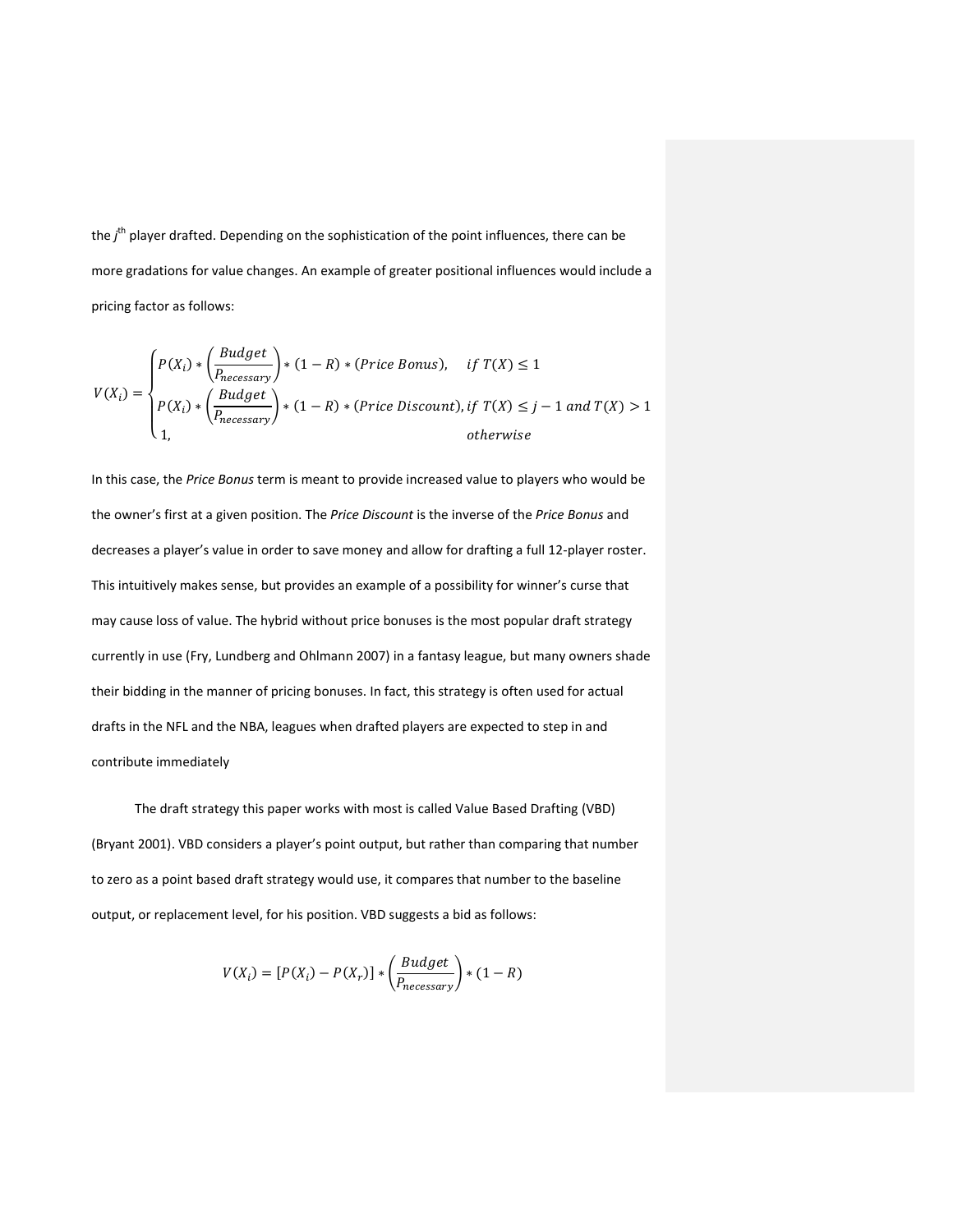the $j^{th}$ player drafted. Depending on the sophistication of the point influences, there can be more gradations for value changes. An example of greater positional influences would include a pricing factor as follows:

$$V(X_i) = \begin{cases} P(X_i) * \left(\dfrac{Budget}{P_{necessary}}\right) * (1-R) * (Price\ Bonus), & if\ T(X) \leq 1 \\ P(X_i) * \left(\dfrac{Budget}{P_{necessary}}\right) * (1-R) * (Price\ Discount), & if\ T(X) \leq j-1\ and\ T(X) > 1 \\ 1, & otherwise \end{cases}$$

In this case, the *Price Bonus* term is meant to provide increased value to players who would be the owner's first at a given position. The *Price Discount* is the inverse of the *Price Bonus* and decreases a player's value in order to save money and allow for drafting a full 12-player roster. This intuitively makes sense, but provides an example of a possibility for winner's curse that may cause loss of value. The hybrid without price bonuses is the most popular draft strategy currently in use (Fry, Lundberg and Ohlmann 2007) in a fantasy league, but many owners shade their bidding in the manner of pricing bonuses. In fact, this strategy is often used for actual drafts in the NFL and the NBA, leagues when drafted players are expected to step in and contribute immediately

The draft strategy this paper works with most is called Value Based Drafting (VBD) (Bryant 2001). VBD considers a player's point output, but rather than comparing that number to zero as a point based draft strategy would use, it compares that number to the baseline output, or replacement level, for his position. VBD suggests a bid as follows:

$$V(X_i) = [P(X_i) - P(X_r)] * \left(\frac{Budget}{P_{necessary}}\right) * (1-R)$$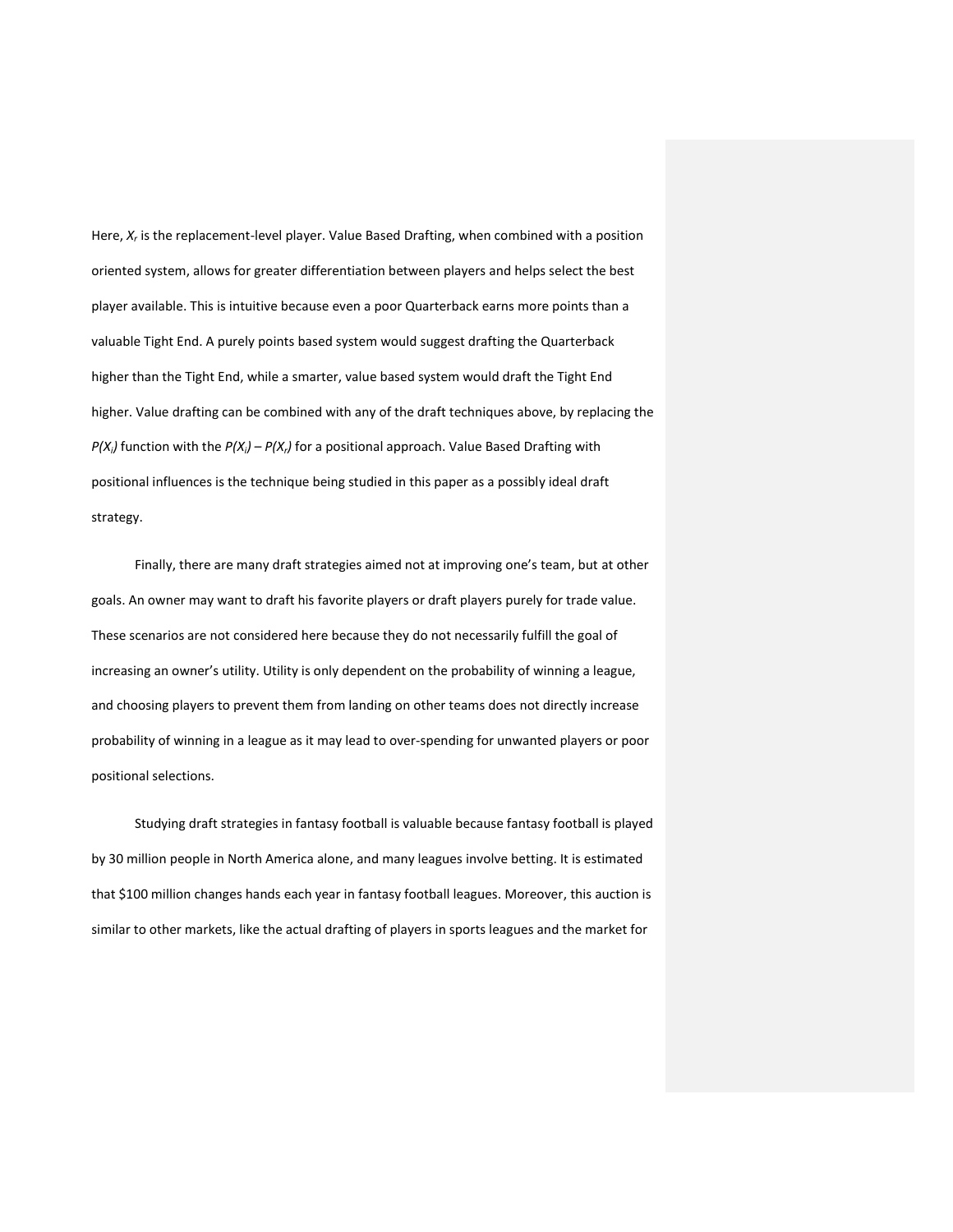Here, $X_r$ is the replacement-level player. Value Based Drafting, when combined with a position oriented system, allows for greater differentiation between players and helps select the best player available. This is intuitive because even a poor Quarterback earns more points than a valuable Tight End. A purely points based system would suggest drafting the Quarterback higher than the Tight End, while a smarter, value based system would draft the Tight End higher. Value drafting can be combined with any of the draft techniques above, by replacing the $P(X_i)$ function with the $P(X_i) - P(X_r)$ for a positional approach. Value Based Drafting with positional influences is the technique being studied in this paper as a possibly ideal draft strategy.

Finally, there are many draft strategies aimed not at improving one's team, but at other goals. An owner may want to draft his favorite players or draft players purely for trade value. These scenarios are not considered here because they do not necessarily fulfill the goal of increasing an owner's utility. Utility is only dependent on the probability of winning a league, and choosing players to prevent them from landing on other teams does not directly increase probability of winning in a league as it may lead to over-spending for unwanted players or poor positional selections.

Studying draft strategies in fantasy football is valuable because fantasy football is played by 30 million people in North America alone, and many leagues involve betting. It is estimated that $100 million changes hands each year in fantasy football leagues. Moreover, this auction is similar to other markets, like the actual drafting of players in sports leagues and the market for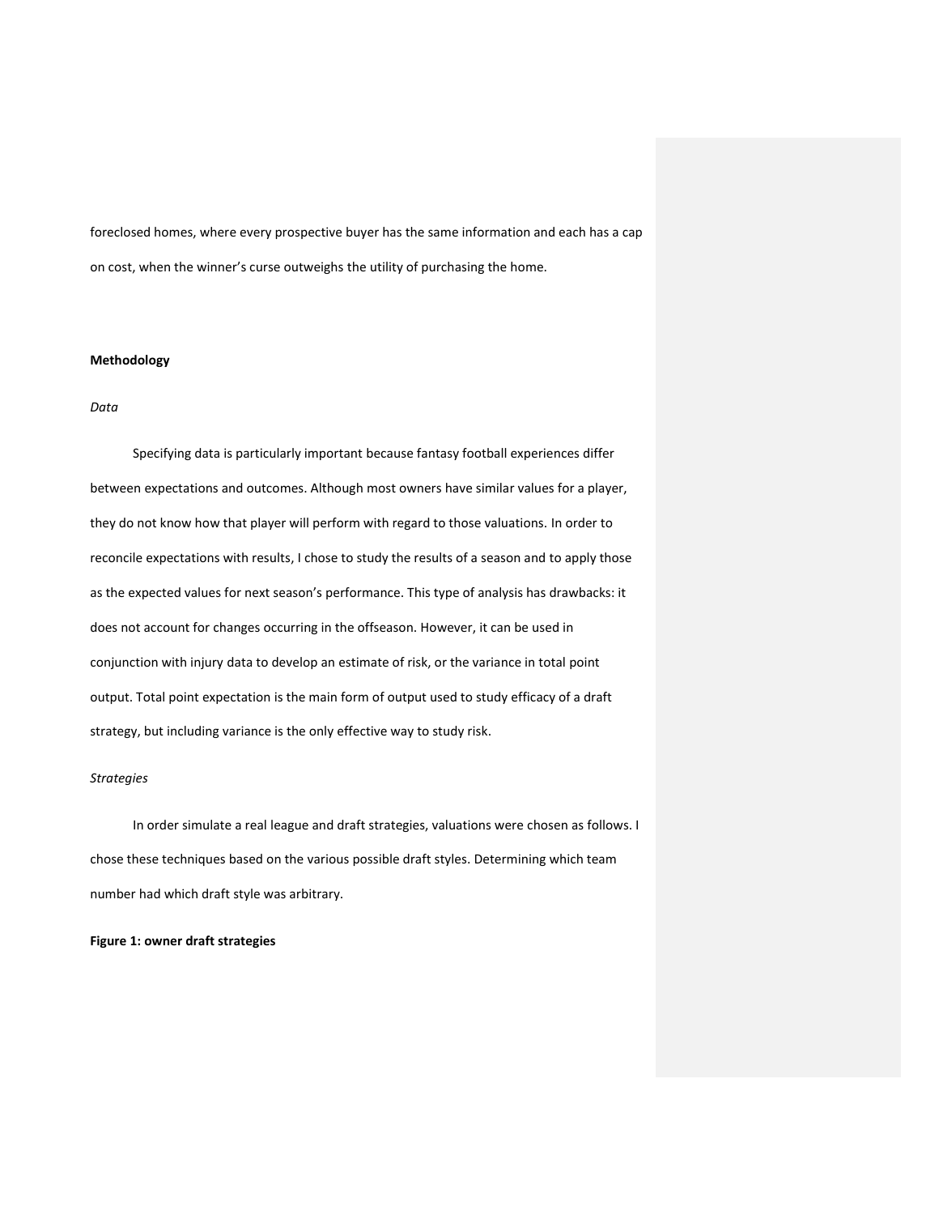foreclosed homes, where every prospective buyer has the same information and each has a cap on cost, when the winner's curse outweighs the utility of purchasing the home.

## Methodology

### *Data*

Specifying data is particularly important because fantasy football experiences differ between expectations and outcomes. Although most owners have similar values for a player, they do not know how that player will perform with regard to those valuations. In order to reconcile expectations with results, I chose to study the results of a season and to apply those as the expected values for next season's performance. This type of analysis has drawbacks: it does not account for changes occurring in the offseason. However, it can be used in conjunction with injury data to develop an estimate of risk, or the variance in total point output. Total point expectation is the main form of output used to study efficacy of a draft strategy, but including variance is the only effective way to study risk.

### *Strategies*

In order simulate a real league and draft strategies, valuations were chosen as follows. I chose these techniques based on the various possible draft styles. Determining which team number had which draft style was arbitrary.

**Figure 1: owner draft strategies**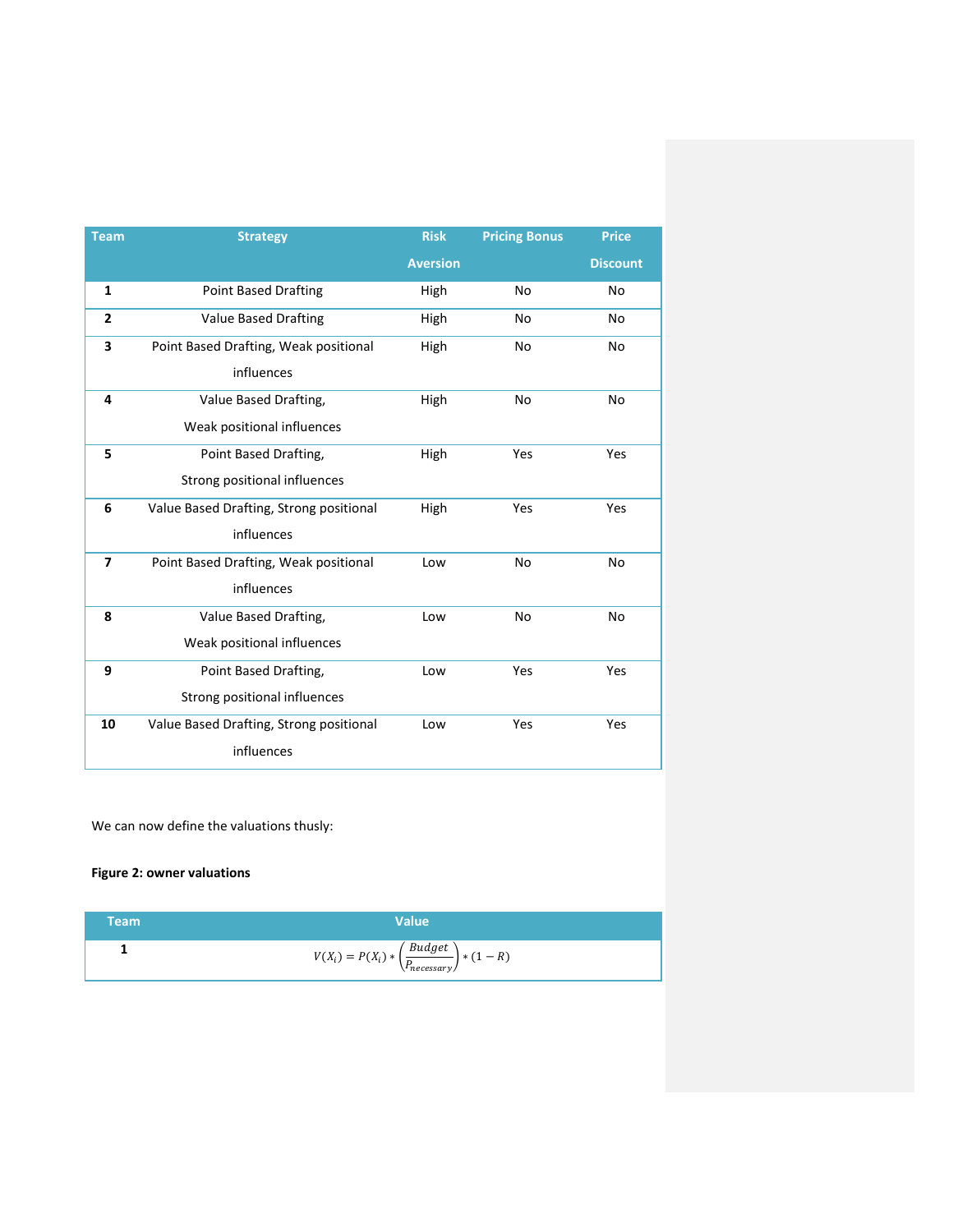| Team | Strategy | Risk Aversion | Pricing Bonus | Price Discount |
|---|---|---|---|---|
| **1** | Point Based Drafting | High | No | No |
| **2** | Value Based Drafting | High | No | No |
| **3** | Point Based Drafting, Weak positional influences | High | No | No |
| **4** | Value Based Drafting, Weak positional influences | High | No | No |
| **5** | Point Based Drafting, Strong positional influences | High | Yes | Yes |
| **6** | Value Based Drafting, Strong positional influences | High | Yes | Yes |
| **7** | Point Based Drafting, Weak positional influences | Low | No | No |
| **8** | Value Based Drafting, Weak positional influences | Low | No | No |
| **9** | Point Based Drafting, Strong positional influences | Low | Yes | Yes |
| **10** | Value Based Drafting, Strong positional influences | Low | Yes | Yes |

We can now define the valuations thusly:

**Figure 2: owner valuations**

| Team | Value |
|---|---|
| **1** | $V(X_i) = P(X_i) * \left(\frac{Budget}{P_{necessary}}\right) * (1 - R)$ |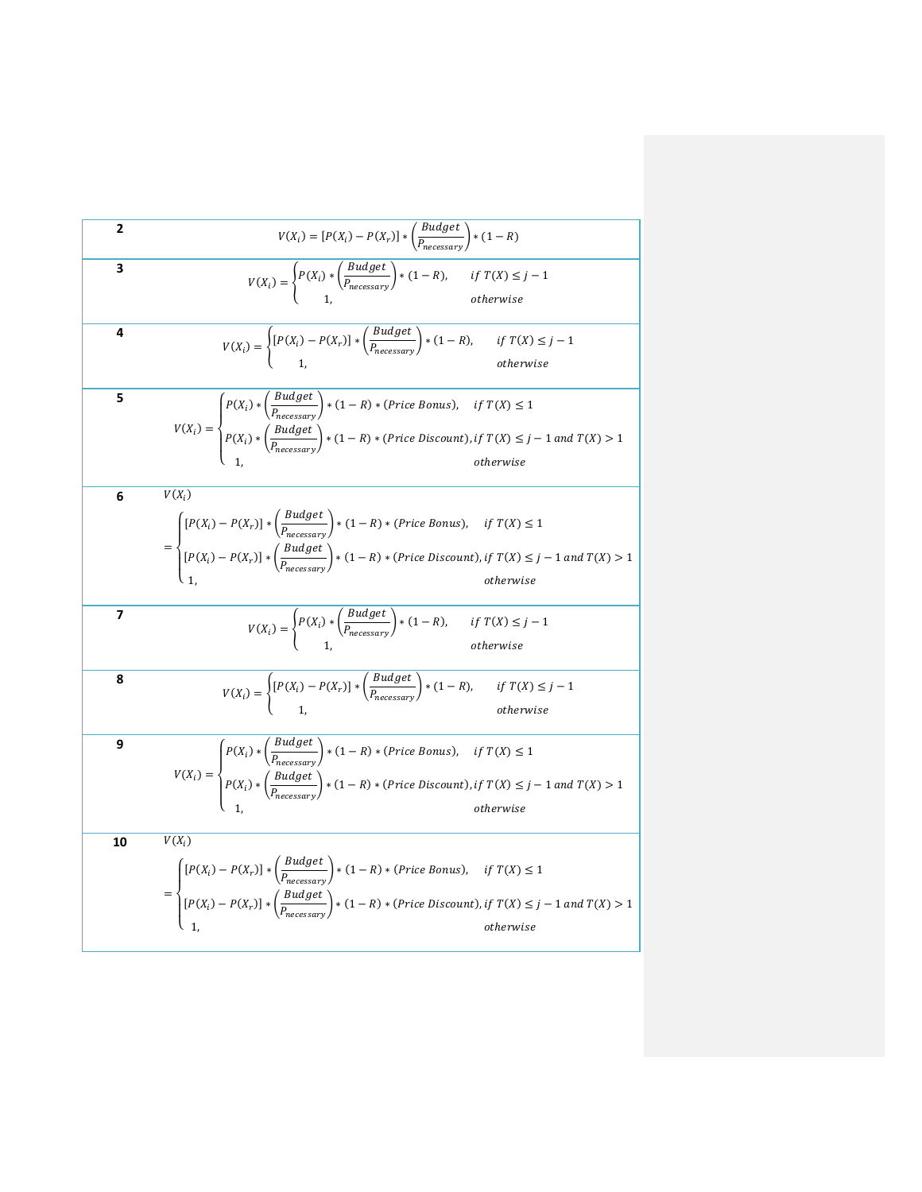| | |
|---|---|
| **2** | $V(X_i) = [P(X_i) - P(X_r)] * \left(\frac{Budget}{P_{necessary}}\right) * (1 - R)$ |
| **3** | $V(X_i) = \begin{cases} P(X_i) * \left(\frac{Budget}{P_{necessary}}\right) * (1 - R), & if\ T(X) \leq j - 1 \\ 1, & otherwise \end{cases}$ |
| **4** | $V(X_i) = \begin{cases} [P(X_i) - P(X_r)] * \left(\frac{Budget}{P_{necessary}}\right) * (1 - R), & if\ T(X) \leq j - 1 \\ 1, & otherwise \end{cases}$ |
| **5** | $V(X_i) = \begin{cases} P(X_i) * \left(\frac{Budget}{P_{necessary}}\right) * (1 - R) * (Price\ Bonus), & if\ T(X) \leq 1 \\ P(X_i) * \left(\frac{Budget}{P_{necessary}}\right) * (1 - R) * (Price\ Discount), & if\ T(X) \leq j - 1\ and\ T(X) > 1 \\ 1, & otherwise \end{cases}$ |
| **6** | $V(X_i) = \begin{cases} [P(X_i) - P(X_r)] * \left(\frac{Budget}{P_{necessary}}\right) * (1 - R) * (Price\ Bonus), & if\ T(X) \leq 1 \\ [P(X_i) - P(X_r)] * \left(\frac{Budget}{P_{necessary}}\right) * (1 - R) * (Price\ Discount), & if\ T(X) \leq j - 1\ and\ T(X) > 1 \\ 1, & otherwise \end{cases}$ |
| **7** | $V(X_i) = \begin{cases} P(X_i) * \left(\frac{Budget}{P_{necessary}}\right) * (1 - R), & if\ T(X) \leq j - 1 \\ 1, & otherwise \end{cases}$ |
| **8** | $V(X_i) = \begin{cases} [P(X_i) - P(X_r)] * \left(\frac{Budget}{P_{necessary}}\right) * (1 - R), & if\ T(X) \leq j - 1 \\ 1, & otherwise \end{cases}$ |
| **9** | $V(X_i) = \begin{cases} P(X_i) * \left(\frac{Budget}{P_{necessary}}\right) * (1 - R) * (Price\ Bonus), & if\ T(X) \leq 1 \\ P(X_i) * \left(\frac{Budget}{P_{necessary}}\right) * (1 - R) * (Price\ Discount), & if\ T(X) \leq j - 1\ and\ T(X) > 1 \\ 1, & otherwise \end{cases}$ |
| **10** | $V(X_i) = \begin{cases} [P(X_i) - P(X_r)] * \left(\frac{Budget}{P_{necessary}}\right) * (1 - R) * (Price\ Bonus), & if\ T(X) \leq 1 \\ [P(X_i) - P(X_r)] * \left(\frac{Budget}{P_{necessary}}\right) * (1 - R) * (Price\ Discount), & if\ T(X) \leq j - 1\ and\ T(X) > 1 \\ 1, & otherwise \end{cases}$ |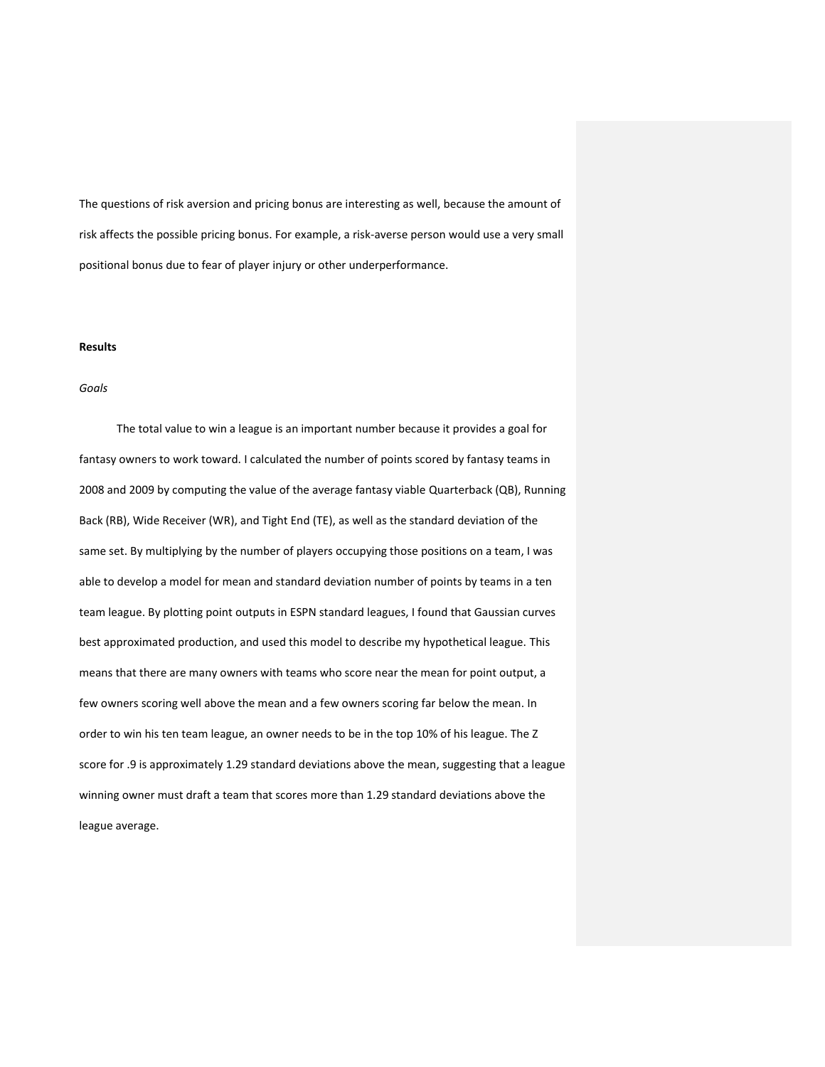The questions of risk aversion and pricing bonus are interesting as well, because the amount of risk affects the possible pricing bonus. For example, a risk-averse person would use a very small positional bonus due to fear of player injury or other underperformance.

**Results**

*Goals*

The total value to win a league is an important number because it provides a goal for fantasy owners to work toward. I calculated the number of points scored by fantasy teams in 2008 and 2009 by computing the value of the average fantasy viable Quarterback (QB), Running Back (RB), Wide Receiver (WR), and Tight End (TE), as well as the standard deviation of the same set. By multiplying by the number of players occupying those positions on a team, I was able to develop a model for mean and standard deviation number of points by teams in a ten team league. By plotting point outputs in ESPN standard leagues, I found that Gaussian curves best approximated production, and used this model to describe my hypothetical league. This means that there are many owners with teams who score near the mean for point output, a few owners scoring well above the mean and a few owners scoring far below the mean. In order to win his ten team league, an owner needs to be in the top 10% of his league. The Z score for .9 is approximately 1.29 standard deviations above the mean, suggesting that a league winning owner must draft a team that scores more than 1.29 standard deviations above the league average.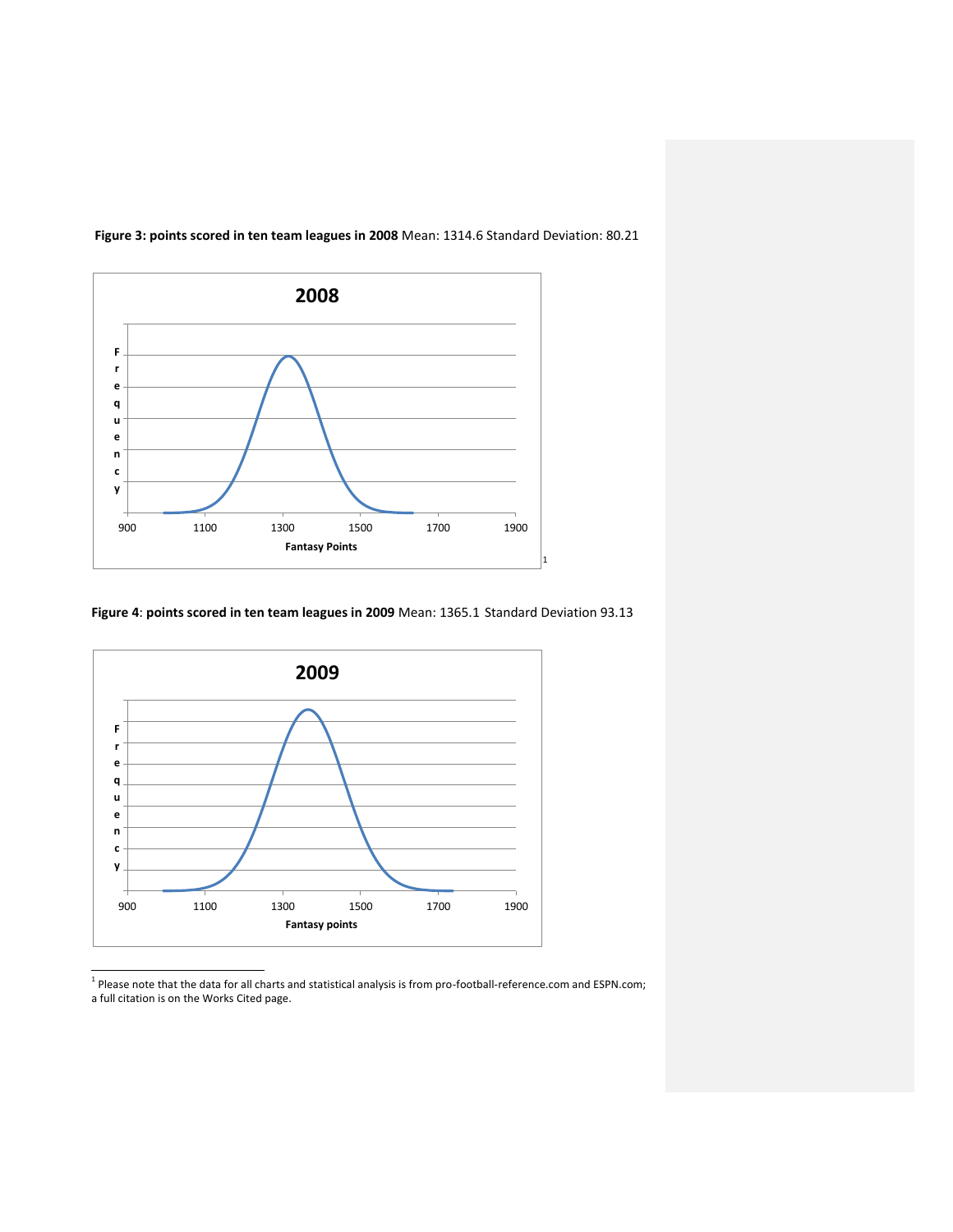**Figure 3: points scored in ten team leagues in 2008** Mean: 1314.6 Standard Deviation: 80.21

[1]

**Figure 4**: **points scored in ten team leagues in 2009** Mean: 1365.1 Standard Deviation 93.13

[1] Please note that the data for all charts and statistical analysis is from pro-football-reference.com and ESPN.com; a full citation is on the Works Cited page.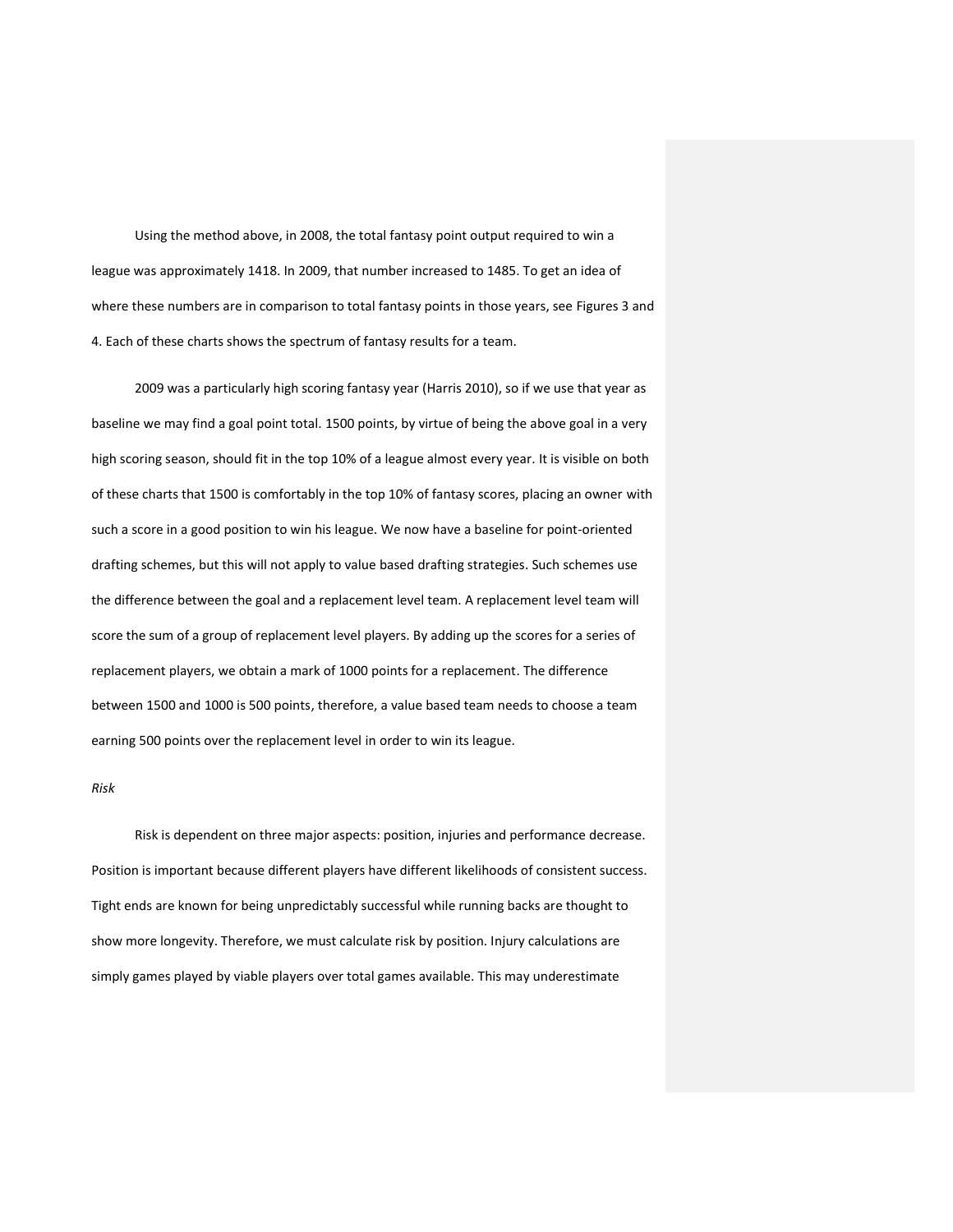Using the method above, in 2008, the total fantasy point output required to win a league was approximately 1418. In 2009, that number increased to 1485. To get an idea of where these numbers are in comparison to total fantasy points in those years, see Figures 3 and 4. Each of these charts shows the spectrum of fantasy results for a team.

2009 was a particularly high scoring fantasy year (Harris 2010), so if we use that year as baseline we may find a goal point total. 1500 points, by virtue of being the above goal in a very high scoring season, should fit in the top 10% of a league almost every year. It is visible on both of these charts that 1500 is comfortably in the top 10% of fantasy scores, placing an owner with such a score in a good position to win his league. We now have a baseline for point-oriented drafting schemes, but this will not apply to value based drafting strategies. Such schemes use the difference between the goal and a replacement level team. A replacement level team will score the sum of a group of replacement level players. By adding up the scores for a series of replacement players, we obtain a mark of 1000 points for a replacement. The difference between 1500 and 1000 is 500 points, therefore, a value based team needs to choose a team earning 500 points over the replacement level in order to win its league.

*Risk*

Risk is dependent on three major aspects: position, injuries and performance decrease. Position is important because different players have different likelihoods of consistent success. Tight ends are known for being unpredictably successful while running backs are thought to show more longevity. Therefore, we must calculate risk by position. Injury calculations are simply games played by viable players over total games available. This may underestimate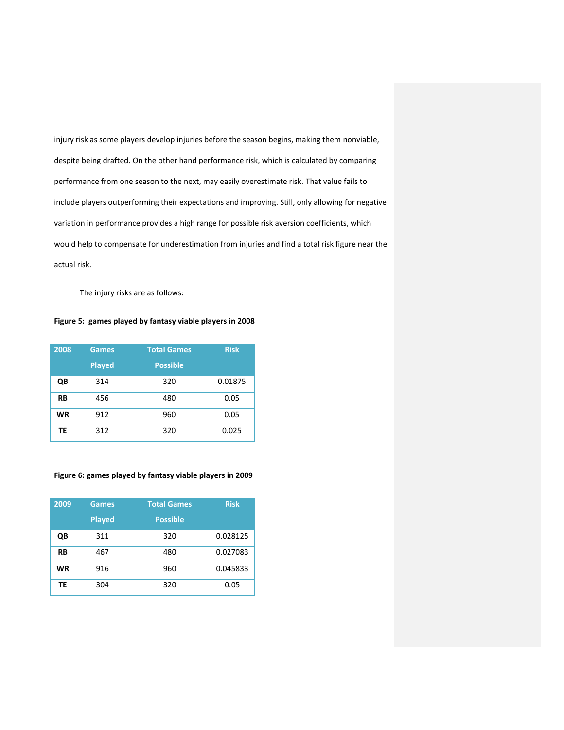injury risk as some players develop injuries before the season begins, making them nonviable, despite being drafted. On the other hand performance risk, which is calculated by comparing performance from one season to the next, may easily overestimate risk. That value fails to include players outperforming their expectations and improving. Still, only allowing for negative variation in performance provides a high range for possible risk aversion coefficients, which would help to compensate for underestimation from injuries and find a total risk figure near the actual risk.

The injury risks are as follows:

**Figure 5: games played by fantasy viable players in 2008**

| 2008 | Games Played | Total Games Possible | Risk |
|---|---|---|---|
| **QB** | 314 | 320 | 0.01875 |
| **RB** | 456 | 480 | 0.05 |
| **WR** | 912 | 960 | 0.05 |
| **TE** | 312 | 320 | 0.025 |

**Figure 6: games played by fantasy viable players in 2009**

| 2009 | Games Played | Total Games Possible | Risk |
|---|---|---|---|
| **QB** | 311 | 320 | 0.028125 |
| **RB** | 467 | 480 | 0.027083 |
| **WR** | 916 | 960 | 0.045833 |
| **TE** | 304 | 320 | 0.05 |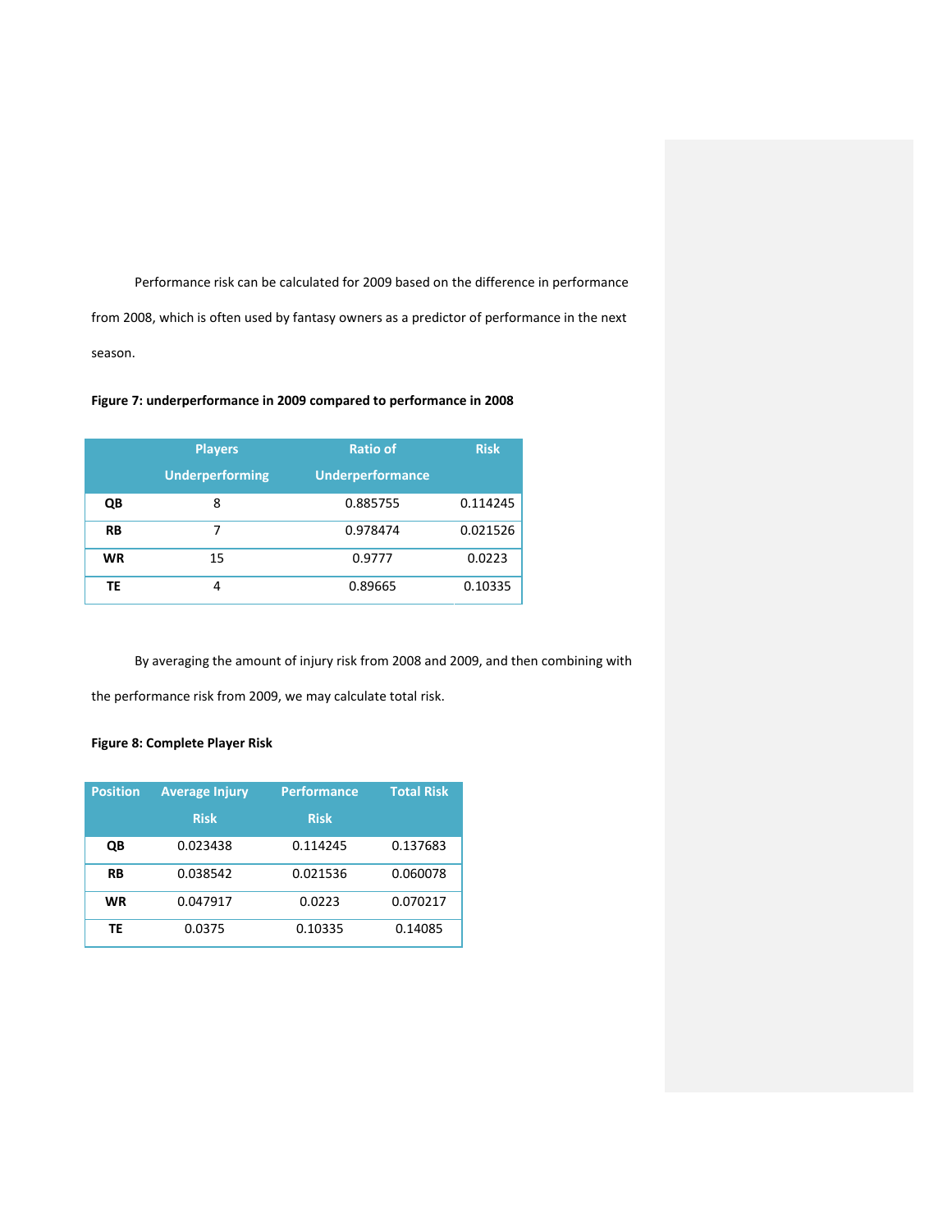Performance risk can be calculated for 2009 based on the difference in performance from 2008, which is often used by fantasy owners as a predictor of performance in the next season.

**Figure 7: underperformance in 2009 compared to performance in 2008**

| | Players Underperforming | Ratio of Underperformance | Risk |
|---|---|---|---|
| **QB** | 8 | 0.885755 | 0.114245 |
| **RB** | 7 | 0.978474 | 0.021526 |
| **WR** | 15 | 0.9777 | 0.0223 |
| **TE** | 4 | 0.89665 | 0.10335 |

By averaging the amount of injury risk from 2008 and 2009, and then combining with the performance risk from 2009, we may calculate total risk.

**Figure 8: Complete Player Risk**

| Position | Average Injury Risk | Performance Risk | Total Risk |
|---|---|---|---|
| **QB** | 0.023438 | 0.114245 | 0.137683 |
| **RB** | 0.038542 | 0.021536 | 0.060078 |
| **WR** | 0.047917 | 0.0223 | 0.070217 |
| **TE** | 0.0375 | 0.10335 | 0.14085 |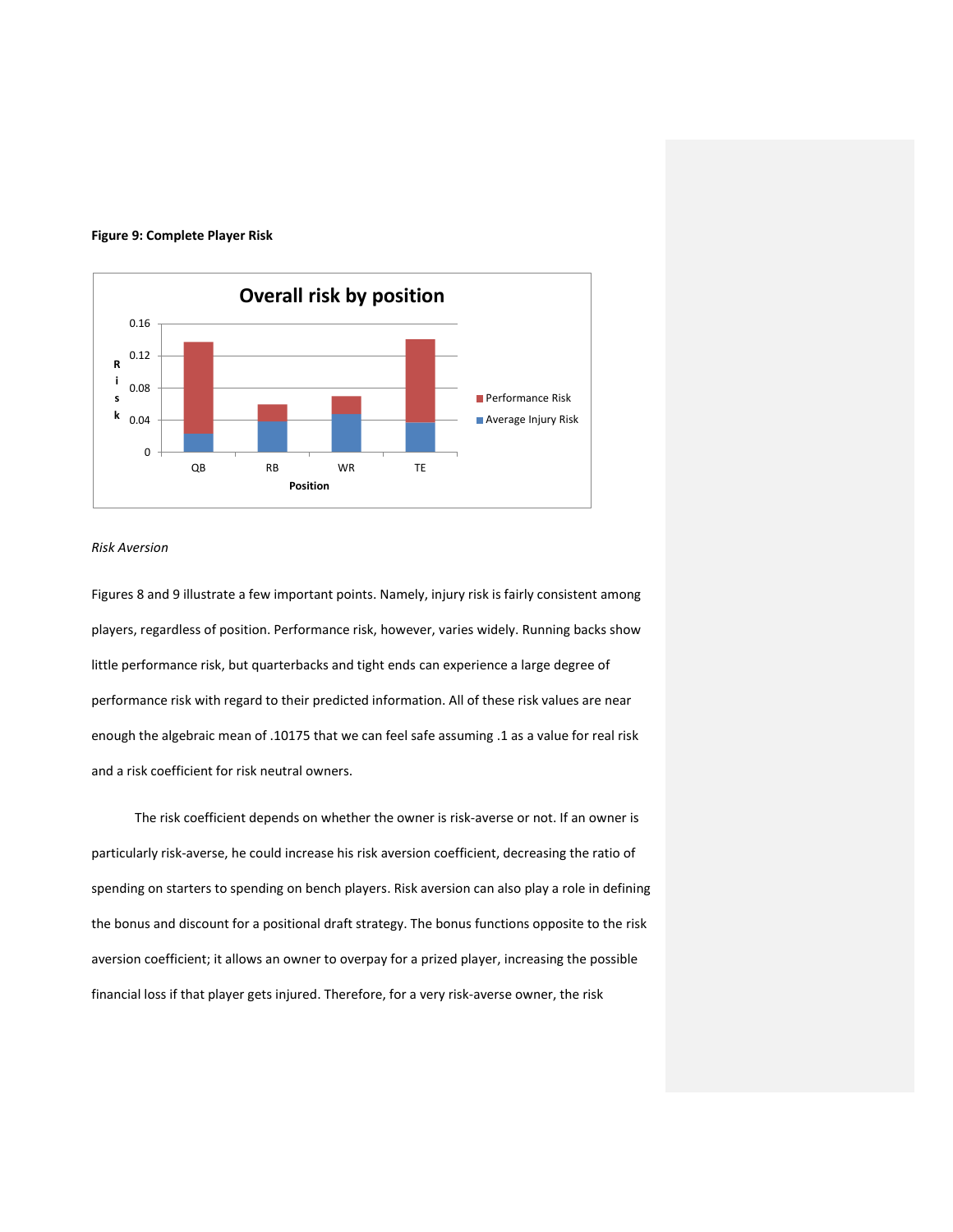**Figure 9: Complete Player Risk**

*Risk Aversion*

Figures 8 and 9 illustrate a few important points. Namely, injury risk is fairly consistent among players, regardless of position. Performance risk, however, varies widely. Running backs show little performance risk, but quarterbacks and tight ends can experience a large degree of performance risk with regard to their predicted information. All of these risk values are near enough the algebraic mean of .10175 that we can feel safe assuming .1 as a value for real risk and a risk coefficient for risk neutral owners.

The risk coefficient depends on whether the owner is risk-averse or not. If an owner is particularly risk-averse, he could increase his risk aversion coefficient, decreasing the ratio of spending on starters to spending on bench players. Risk aversion can also play a role in defining the bonus and discount for a positional draft strategy. The bonus functions opposite to the risk aversion coefficient; it allows an owner to overpay for a prized player, increasing the possible financial loss if that player gets injured. Therefore, for a very risk-averse owner, the risk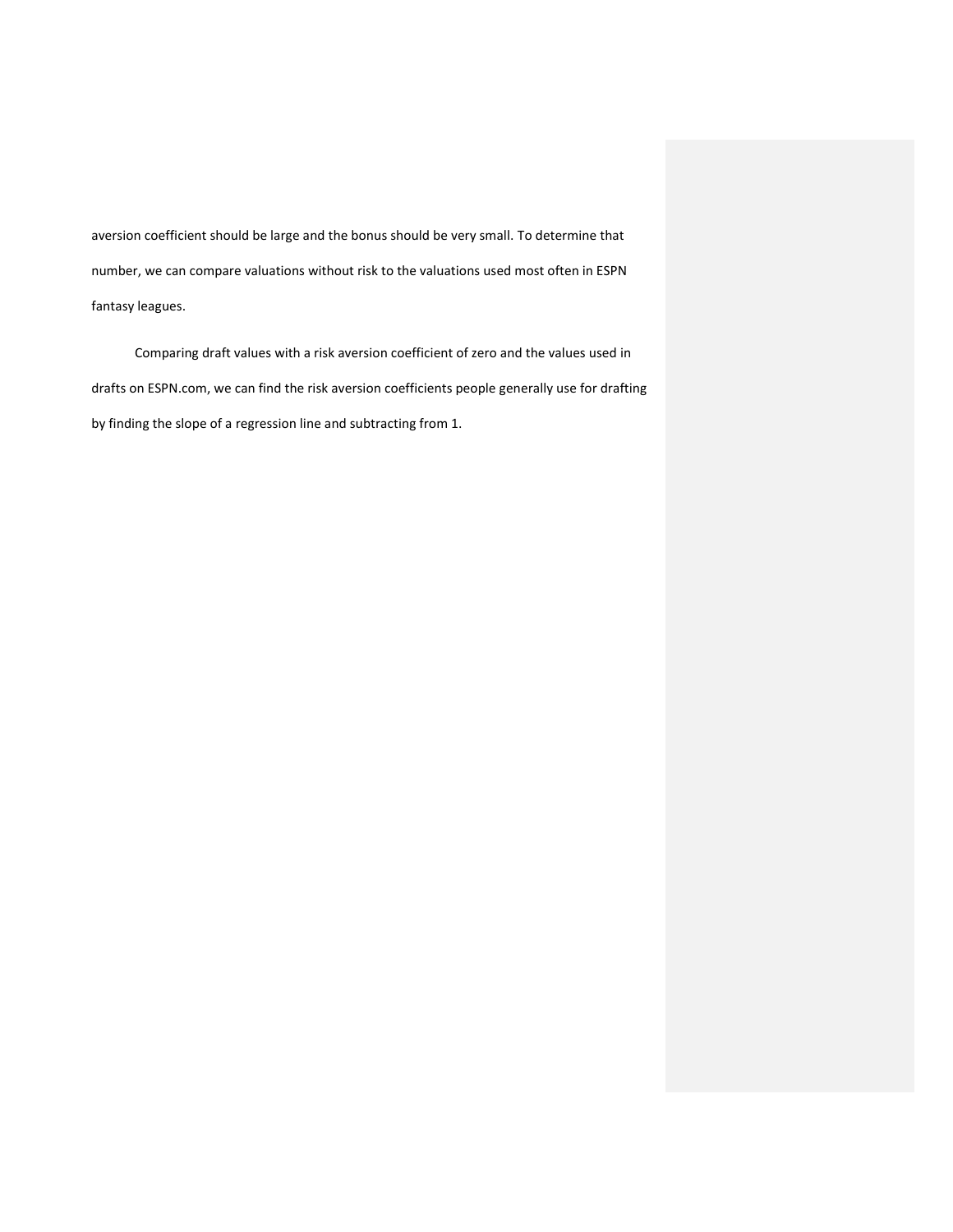aversion coefficient should be large and the bonus should be very small. To determine that number, we can compare valuations without risk to the valuations used most often in ESPN fantasy leagues.

Comparing draft values with a risk aversion coefficient of zero and the values used in drafts on ESPN.com, we can find the risk aversion coefficients people generally use for drafting by finding the slope of a regression line and subtracting from 1.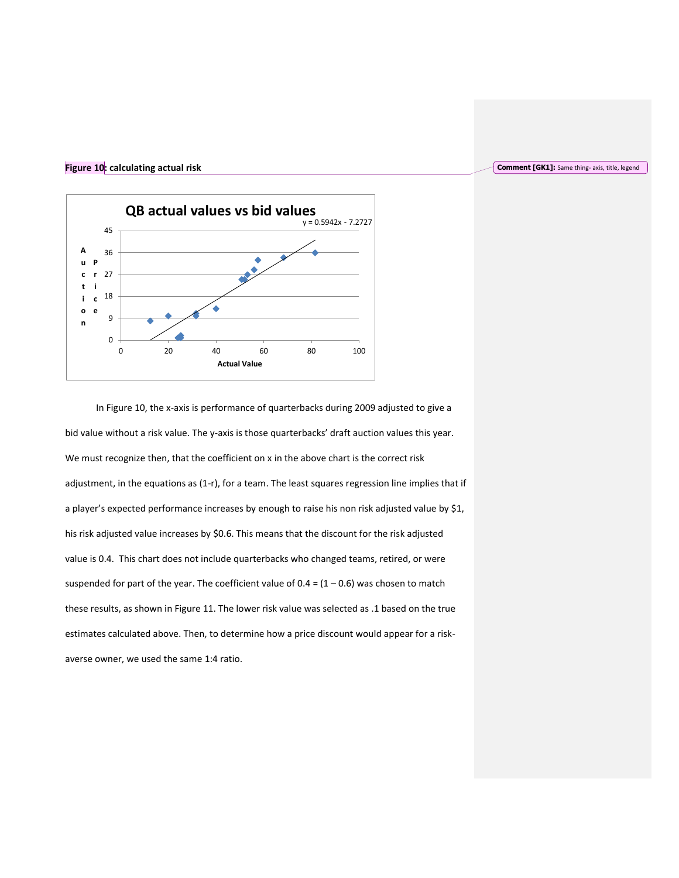**Figure 10: calculating actual risk**

Comment [GK1]: Same thing- axis, title, legend

In Figure 10, the x-axis is performance of quarterbacks during 2009 adjusted to give a bid value without a risk value. The y-axis is those quarterbacks' draft auction values this year. We must recognize then, that the coefficient on x in the above chart is the correct risk adjustment, in the equations as (1-r), for a team. The least squares regression line implies that if a player's expected performance increases by enough to raise his non risk adjusted value by $1, his risk adjusted value increases by $0.6. This means that the discount for the risk adjusted value is 0.4. This chart does not include quarterbacks who changed teams, retired, or were suspended for part of the year. The coefficient value of 0.4 = (1 – 0.6) was chosen to match these results, as shown in Figure 11. The lower risk value was selected as .1 based on the true estimates calculated above. Then, to determine how a price discount would appear for a risk-averse owner, we used the same 1:4 ratio.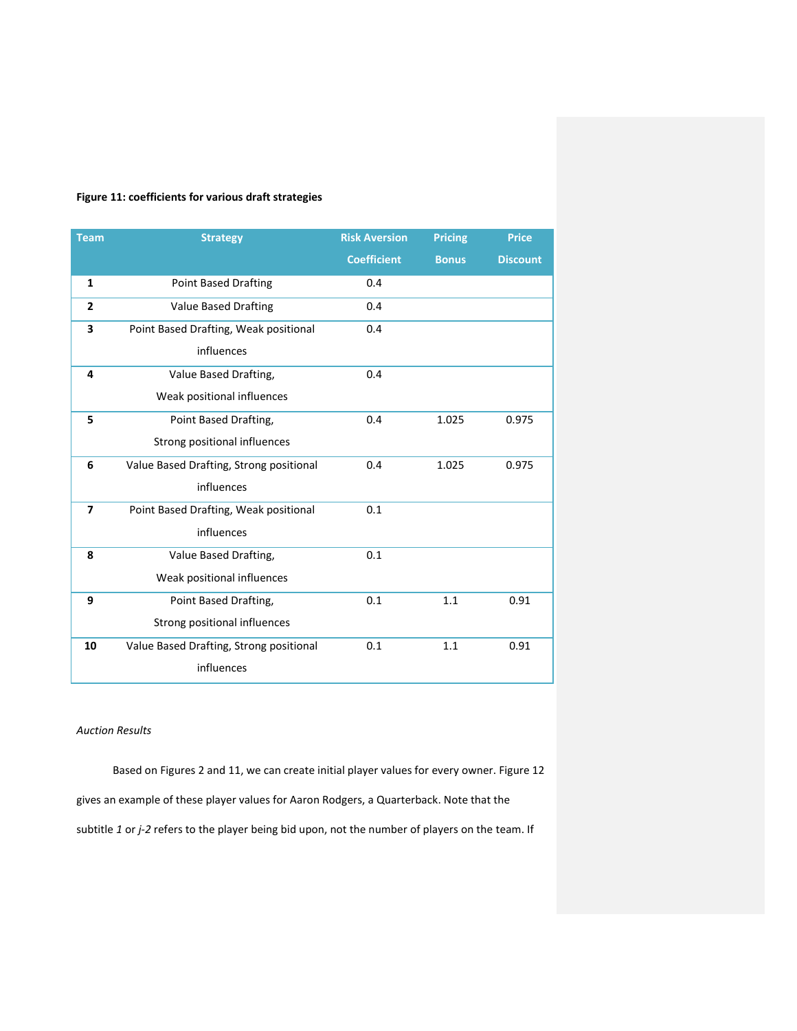**Figure 11: coefficients for various draft strategies**

| Team | Strategy | Risk Aversion Coefficient | Pricing Bonus | Price Discount |
|---|---|---|---|---|
| **1** | Point Based Drafting | 0.4 | | |
| **2** | Value Based Drafting | 0.4 | | |
| **3** | Point Based Drafting, Weak positional influences | 0.4 | | |
| **4** | Value Based Drafting, Weak positional influences | 0.4 | | |
| **5** | Point Based Drafting, Strong positional influences | 0.4 | 1.025 | 0.975 |
| **6** | Value Based Drafting, Strong positional influences | 0.4 | 1.025 | 0.975 |
| **7** | Point Based Drafting, Weak positional influences | 0.1 | | |
| **8** | Value Based Drafting, Weak positional influences | 0.1 | | |
| **9** | Point Based Drafting, Strong positional influences | 0.1 | 1.1 | 0.91 |
| **10** | Value Based Drafting, Strong positional influences | 0.1 | 1.1 | 0.91 |

*Auction Results*

Based on Figures 2 and 11, we can create initial player values for every owner. Figure 12 gives an example of these player values for Aaron Rodgers, a Quarterback. Note that the subtitle *1* or *j-2* refers to the player being bid upon, not the number of players on the team. If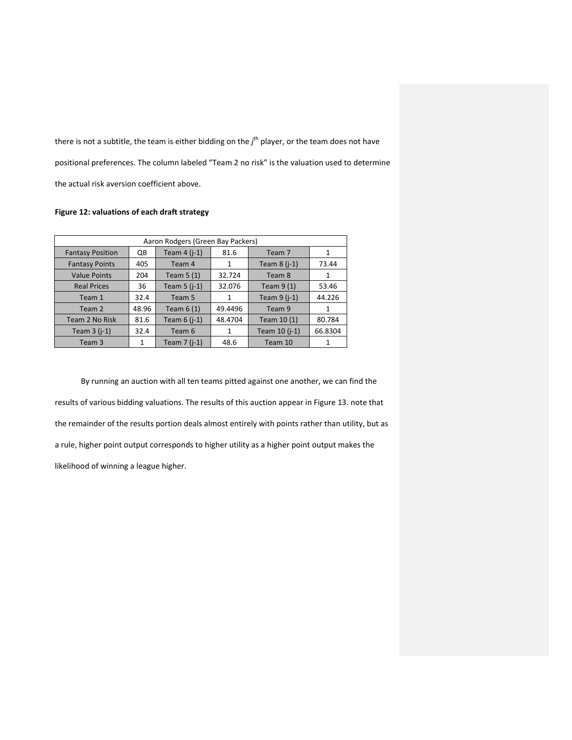there is not a subtitle, the team is either bidding on the $j^{th}$ player, or the team does not have positional preferences. The column labeled "Team 2 no risk" is the valuation used to determine the actual risk aversion coefficient above.

**Figure 12: valuations of each draft strategy**

| Aaron Rodgers (Green Bay Packers) | | | | | |
|---|---|---|---|---|---|
| Fantasy Position | QB | Team 4 (j-1) | 81.6 | Team 7 | 1 |
| Fantasy Points | 405 | Team 4 | 1 | Team 8 (j-1) | 73.44 |
| Value Points | 204 | Team 5 (1) | 32.724 | Team 8 | 1 |
| Real Prices | 36 | Team 5 (j-1) | 32.076 | Team 9 (1) | 53.46 |
| Team 1 | 32.4 | Team 5 | 1 | Team 9 (j-1) | 44.226 |
| Team 2 | 48.96 | Team 6 (1) | 49.4496 | Team 9 | 1 |
| Team 2 No Risk | 81.6 | Team 6 (j-1) | 48.4704 | Team 10 (1) | 80.784 |
| Team 3 (j-1) | 32.4 | Team 6 | 1 | Team 10 (j-1) | 66.8304 |
| Team 3 | 1 | Team 7 (j-1) | 48.6 | Team 10 | 1 |

By running an auction with all ten teams pitted against one another, we can find the results of various bidding valuations. The results of this auction appear in Figure 13. note that the remainder of the results portion deals almost entirely with points rather than utility, but as a rule, higher point output corresponds to higher utility as a higher point output makes the likelihood of winning a league higher.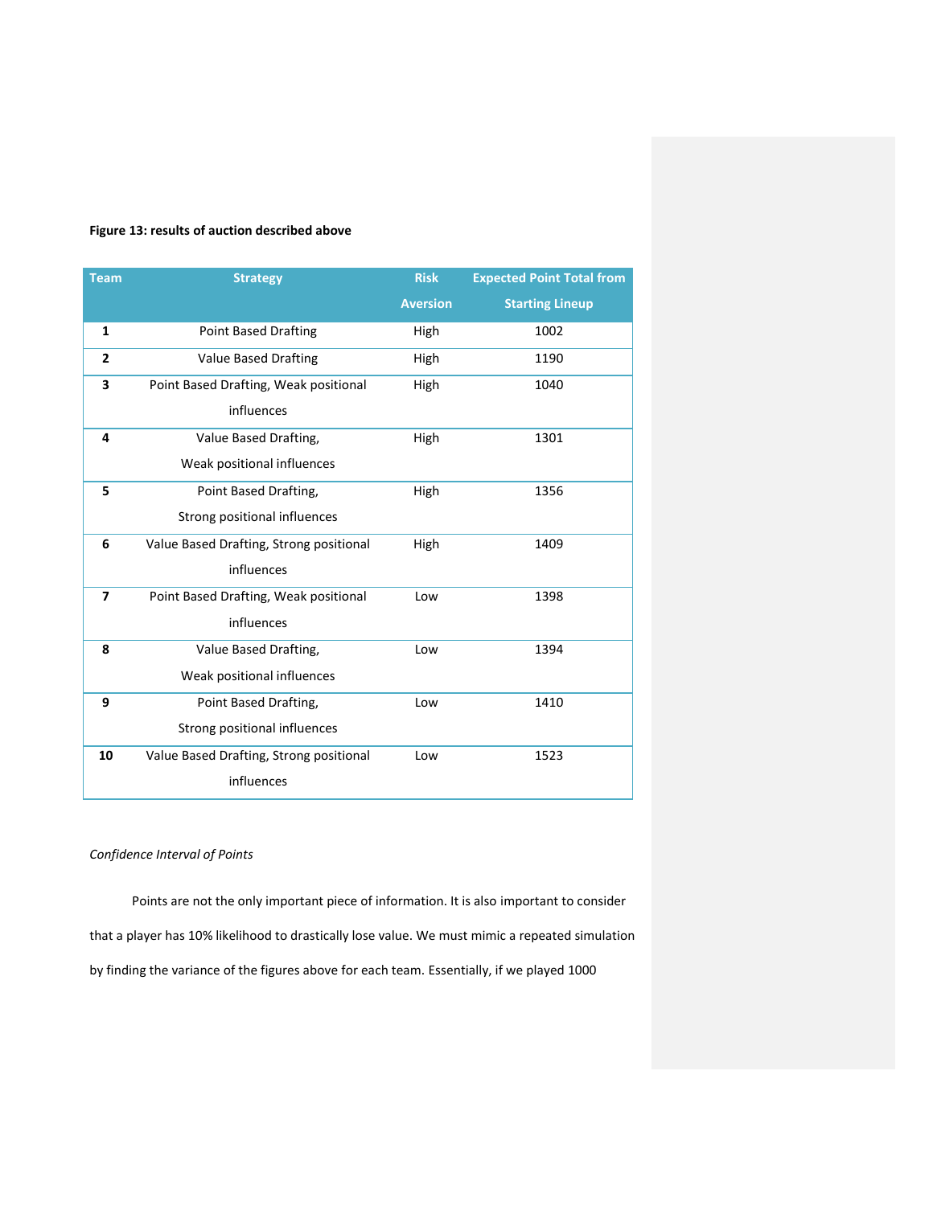**Figure 13: results of auction described above**

| Team | Strategy | Risk Aversion | Expected Point Total from Starting Lineup |
|---|---|---|---|
| **1** | Point Based Drafting | High | 1002 |
| **2** | Value Based Drafting | High | 1190 |
| **3** | Point Based Drafting, Weak positional influences | High | 1040 |
| **4** | Value Based Drafting, Weak positional influences | High | 1301 |
| **5** | Point Based Drafting, Strong positional influences | High | 1356 |
| **6** | Value Based Drafting, Strong positional influences | High | 1409 |
| **7** | Point Based Drafting, Weak positional influences | Low | 1398 |
| **8** | Value Based Drafting, Weak positional influences | Low | 1394 |
| **9** | Point Based Drafting, Strong positional influences | Low | 1410 |
| **10** | Value Based Drafting, Strong positional influences | Low | 1523 |

*Confidence Interval of Points*

Points are not the only important piece of information. It is also important to consider that a player has 10% likelihood to drastically lose value. We must mimic a repeated simulation by finding the variance of the figures above for each team. Essentially, if we played 1000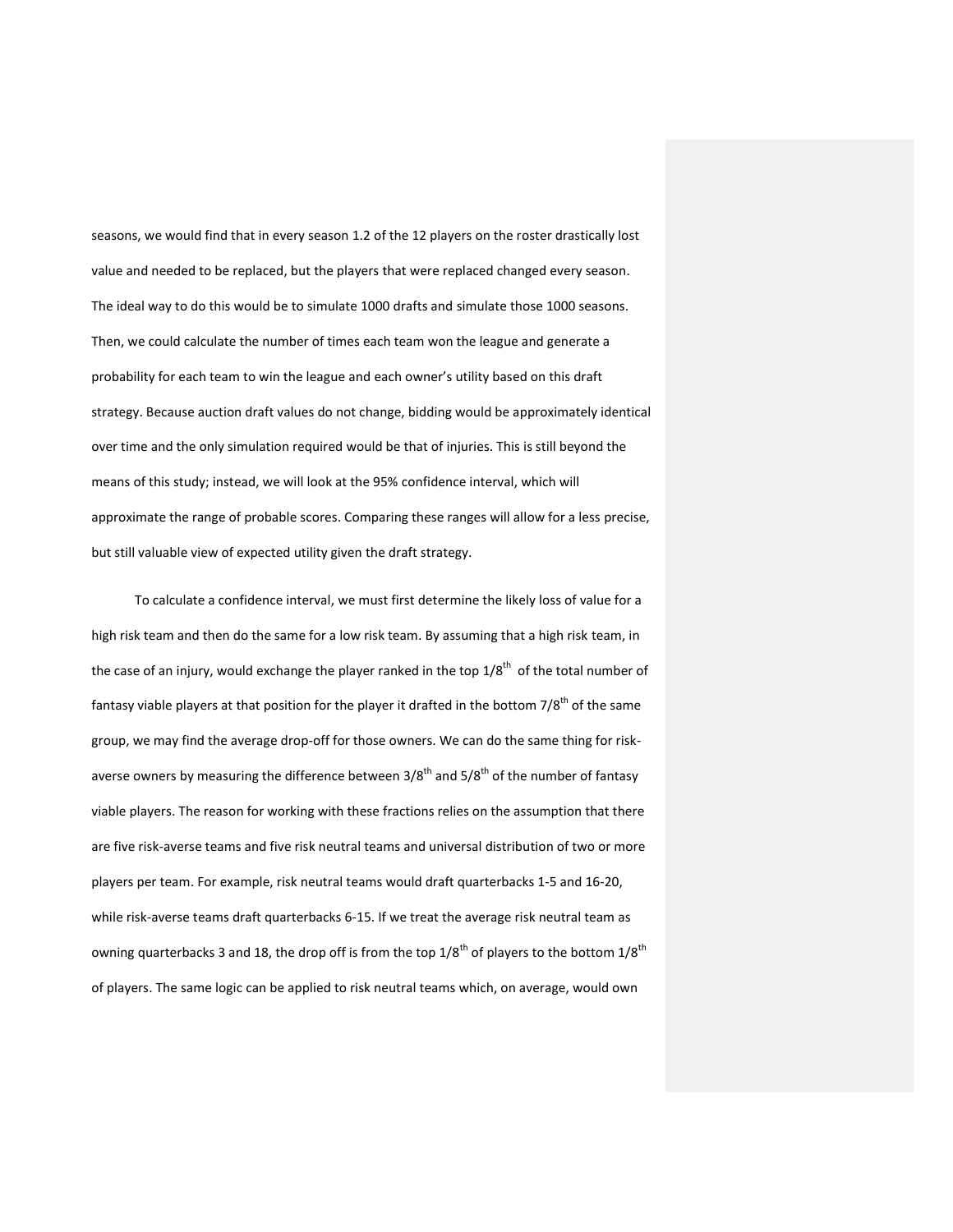seasons, we would find that in every season 1.2 of the 12 players on the roster drastically lost value and needed to be replaced, but the players that were replaced changed every season. The ideal way to do this would be to simulate 1000 drafts and simulate those 1000 seasons. Then, we could calculate the number of times each team won the league and generate a probability for each team to win the league and each owner's utility based on this draft strategy. Because auction draft values do not change, bidding would be approximately identical over time and the only simulation required would be that of injuries. This is still beyond the means of this study; instead, we will look at the 95% confidence interval, which will approximate the range of probable scores. Comparing these ranges will allow for a less precise, but still valuable view of expected utility given the draft strategy.

To calculate a confidence interval, we must first determine the likely loss of value for a high risk team and then do the same for a low risk team. By assuming that a high risk team, in the case of an injury, would exchange the player ranked in the top 1/8^th^ of the total number of fantasy viable players at that position for the player it drafted in the bottom 7/8^th^ of the same group, we may find the average drop-off for those owners. We can do the same thing for risk-averse owners by measuring the difference between 3/8^th^ and 5/8^th^ of the number of fantasy viable players. The reason for working with these fractions relies on the assumption that there are five risk-averse teams and five risk neutral teams and universal distribution of two or more players per team. For example, risk neutral teams would draft quarterbacks 1-5 and 16-20, while risk-averse teams draft quarterbacks 6-15. If we treat the average risk neutral team as owning quarterbacks 3 and 18, the drop off is from the top 1/8^th^ of players to the bottom 1/8^th^ of players. The same logic can be applied to risk neutral teams which, on average, would own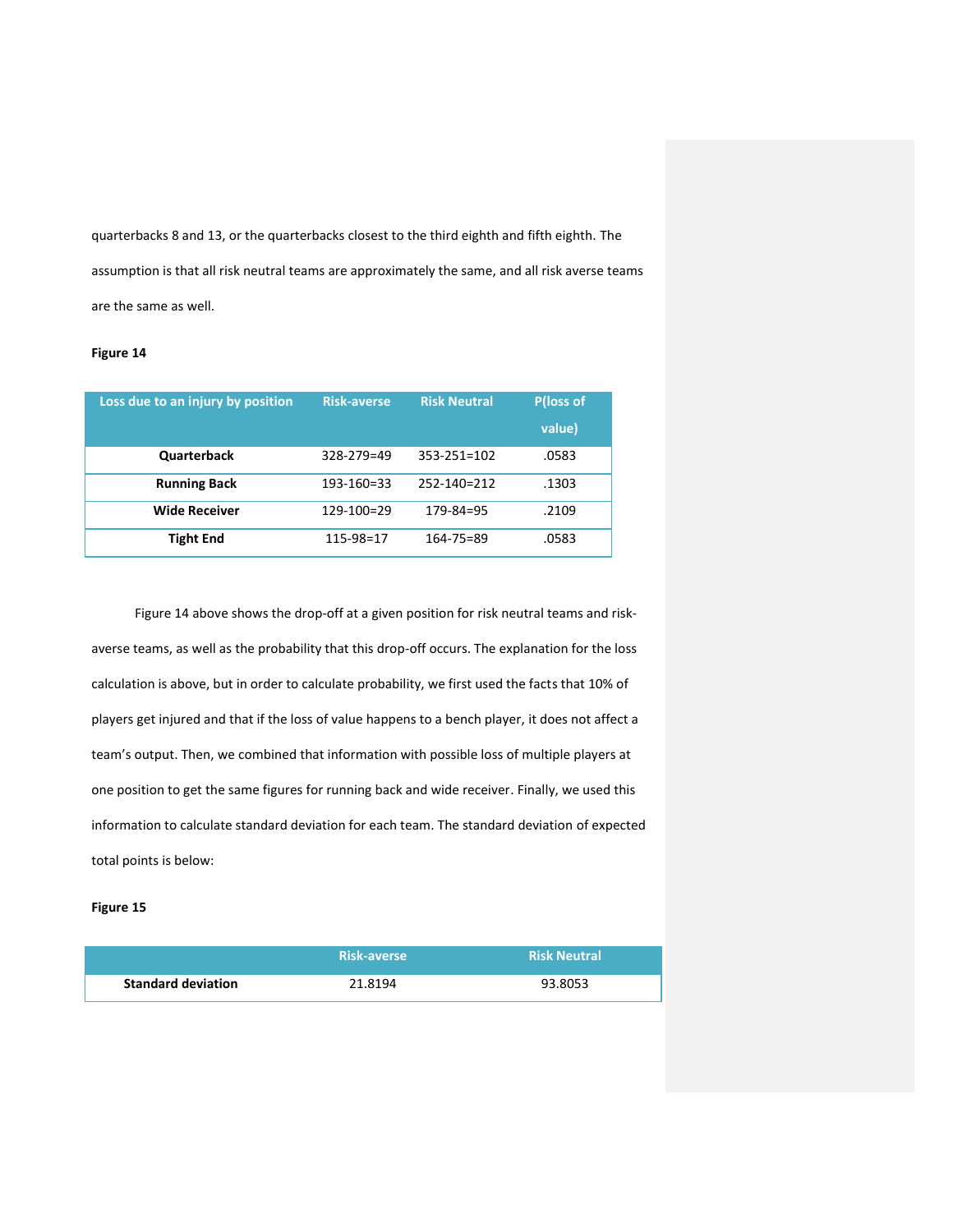quarterbacks 8 and 13, or the quarterbacks closest to the third eighth and fifth eighth. The assumption is that all risk neutral teams are approximately the same, and all risk averse teams are the same as well.

**Figure 14**

| Loss due to an injury by position | Risk-averse | Risk Neutral | P(loss of value) |
|---|---|---|---|
| **Quarterback** | 328-279=49 | 353-251=102 | .0583 |
| **Running Back** | 193-160=33 | 252-140=212 | .1303 |
| **Wide Receiver** | 129-100=29 | 179-84=95 | .2109 |
| **Tight End** | 115-98=17 | 164-75=89 | .0583 |

Figure 14 above shows the drop-off at a given position for risk neutral teams and risk-averse teams, as well as the probability that this drop-off occurs. The explanation for the loss calculation is above, but in order to calculate probability, we first used the facts that 10% of players get injured and that if the loss of value happens to a bench player, it does not affect a team's output. Then, we combined that information with possible loss of multiple players at one position to get the same figures for running back and wide receiver. Finally, we used this information to calculate standard deviation for each team. The standard deviation of expected total points is below:

**Figure 15**

| | Risk-averse | Risk Neutral |
|---|---|---|
| **Standard deviation** | 21.8194 | 93.8053 |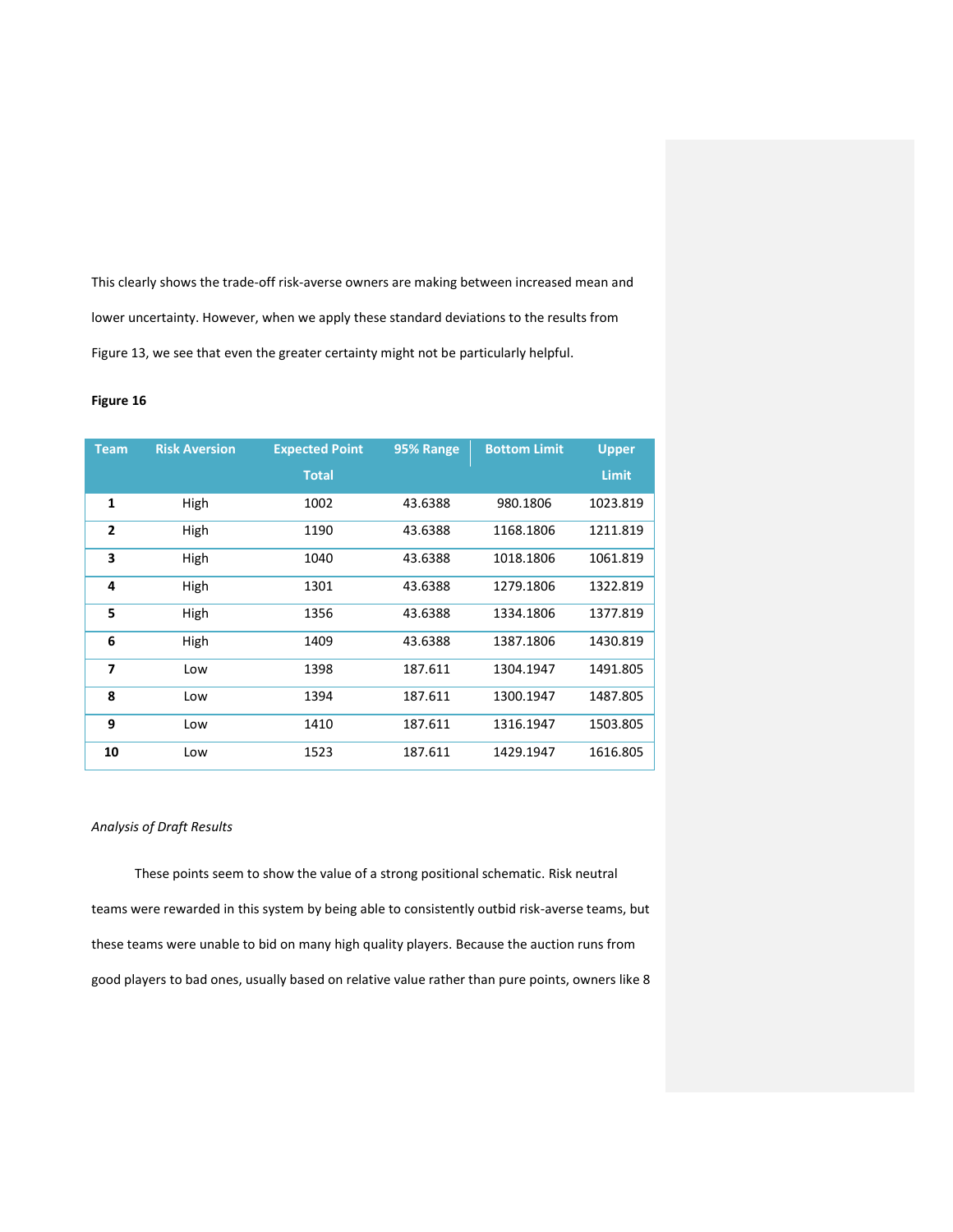This clearly shows the trade-off risk-averse owners are making between increased mean and lower uncertainty. However, when we apply these standard deviations to the results from Figure 13, we see that even the greater certainty might not be particularly helpful.

**Figure 16**

| Team | Risk Aversion | Expected Point Total | 95% Range | Bottom Limit | Upper Limit |
|---|---|---|---|---|---|
| **1** | High | 1002 | 43.6388 | 980.1806 | 1023.819 |
| **2** | High | 1190 | 43.6388 | 1168.1806 | 1211.819 |
| **3** | High | 1040 | 43.6388 | 1018.1806 | 1061.819 |
| **4** | High | 1301 | 43.6388 | 1279.1806 | 1322.819 |
| **5** | High | 1356 | 43.6388 | 1334.1806 | 1377.819 |
| **6** | High | 1409 | 43.6388 | 1387.1806 | 1430.819 |
| **7** | Low | 1398 | 187.611 | 1304.1947 | 1491.805 |
| **8** | Low | 1394 | 187.611 | 1300.1947 | 1487.805 |
| **9** | Low | 1410 | 187.611 | 1316.1947 | 1503.805 |
| **10** | Low | 1523 | 187.611 | 1429.1947 | 1616.805 |

*Analysis of Draft Results*

These points seem to show the value of a strong positional schematic. Risk neutral teams were rewarded in this system by being able to consistently outbid risk-averse teams, but these teams were unable to bid on many high quality players. Because the auction runs from good players to bad ones, usually based on relative value rather than pure points, owners like 8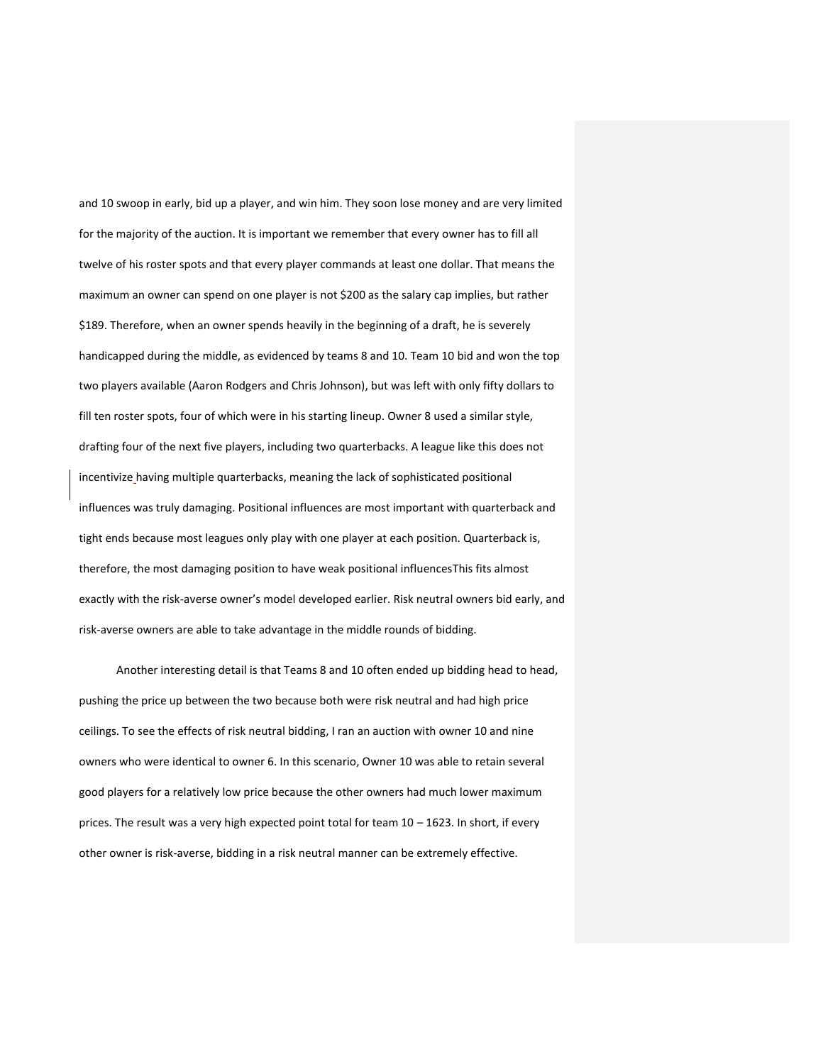and 10 swoop in early, bid up a player, and win him. They soon lose money and are very limited for the majority of the auction. It is important we remember that every owner has to fill all twelve of his roster spots and that every player commands at least one dollar. That means the maximum an owner can spend on one player is not $200 as the salary cap implies, but rather $189. Therefore, when an owner spends heavily in the beginning of a draft, he is severely handicapped during the middle, as evidenced by teams 8 and 10. Team 10 bid and won the top two players available (Aaron Rodgers and Chris Johnson), but was left with only fifty dollars to fill ten roster spots, four of which were in his starting lineup. Owner 8 used a similar style, drafting four of the next five players, including two quarterbacks. A league like this does not incentivize having multiple quarterbacks, meaning the lack of sophisticated positional influences was truly damaging. Positional influences are most important with quarterback and tight ends because most leagues only play with one player at each position. Quarterback is, therefore, the most damaging position to have weak positional influencesThis fits almost exactly with the risk-averse owner's model developed earlier. Risk neutral owners bid early, and risk-averse owners are able to take advantage in the middle rounds of bidding.

Another interesting detail is that Teams 8 and 10 often ended up bidding head to head, pushing the price up between the two because both were risk neutral and had high price ceilings. To see the effects of risk neutral bidding, I ran an auction with owner 10 and nine owners who were identical to owner 6. In this scenario, Owner 10 was able to retain several good players for a relatively low price because the other owners had much lower maximum prices. The result was a very high expected point total for team 10 – 1623. In short, if every other owner is risk-averse, bidding in a risk neutral manner can be extremely effective.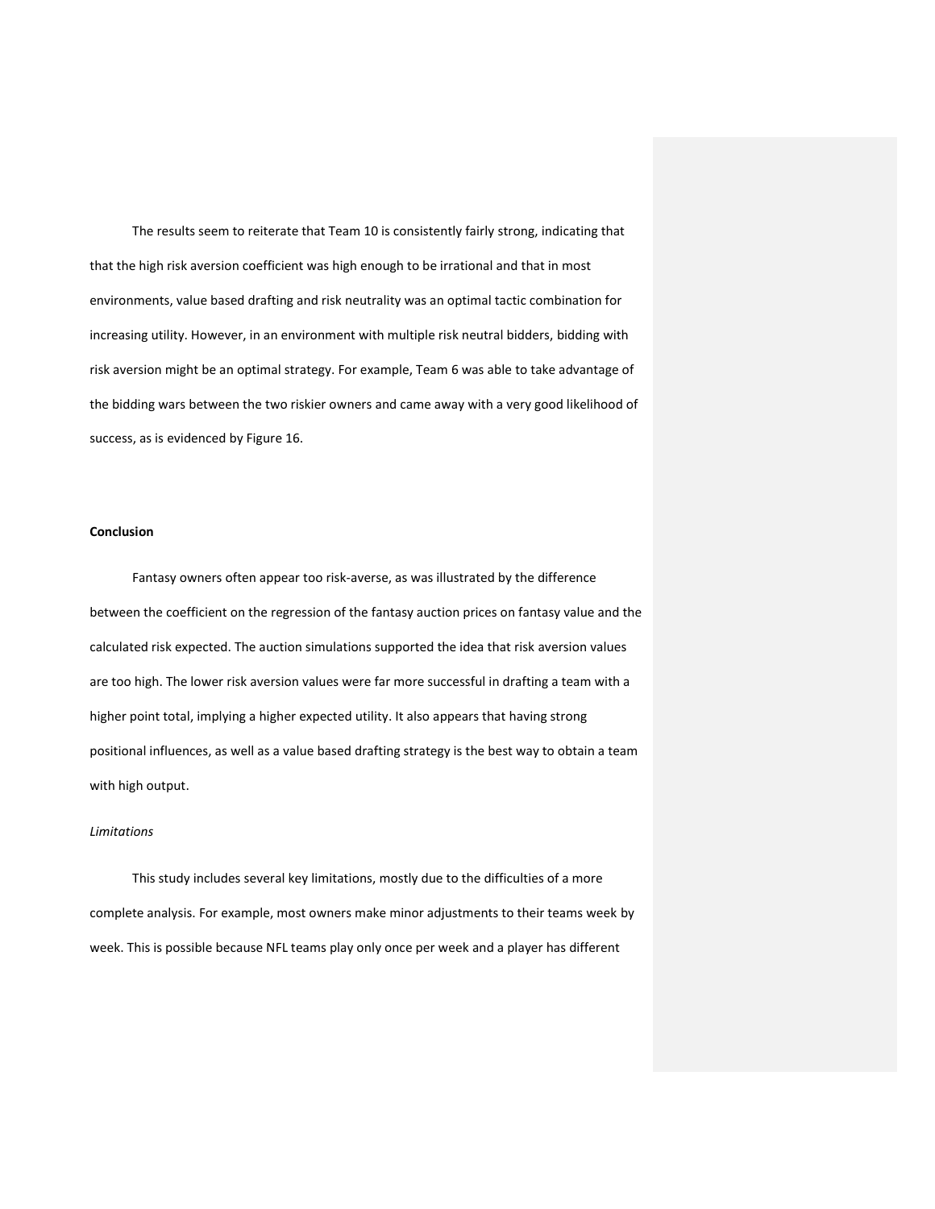The results seem to reiterate that Team 10 is consistently fairly strong, indicating that that the high risk aversion coefficient was high enough to be irrational and that in most environments, value based drafting and risk neutrality was an optimal tactic combination for increasing utility. However, in an environment with multiple risk neutral bidders, bidding with risk aversion might be an optimal strategy. For example, Team 6 was able to take advantage of the bidding wars between the two riskier owners and came away with a very good likelihood of success, as is evidenced by Figure 16.

**Conclusion**

Fantasy owners often appear too risk-averse, as was illustrated by the difference between the coefficient on the regression of the fantasy auction prices on fantasy value and the calculated risk expected. The auction simulations supported the idea that risk aversion values are too high. The lower risk aversion values were far more successful in drafting a team with a higher point total, implying a higher expected utility. It also appears that having strong positional influences, as well as a value based drafting strategy is the best way to obtain a team with high output.

*Limitations*

This study includes several key limitations, mostly due to the difficulties of a more complete analysis. For example, most owners make minor adjustments to their teams week by week. This is possible because NFL teams play only once per week and a player has different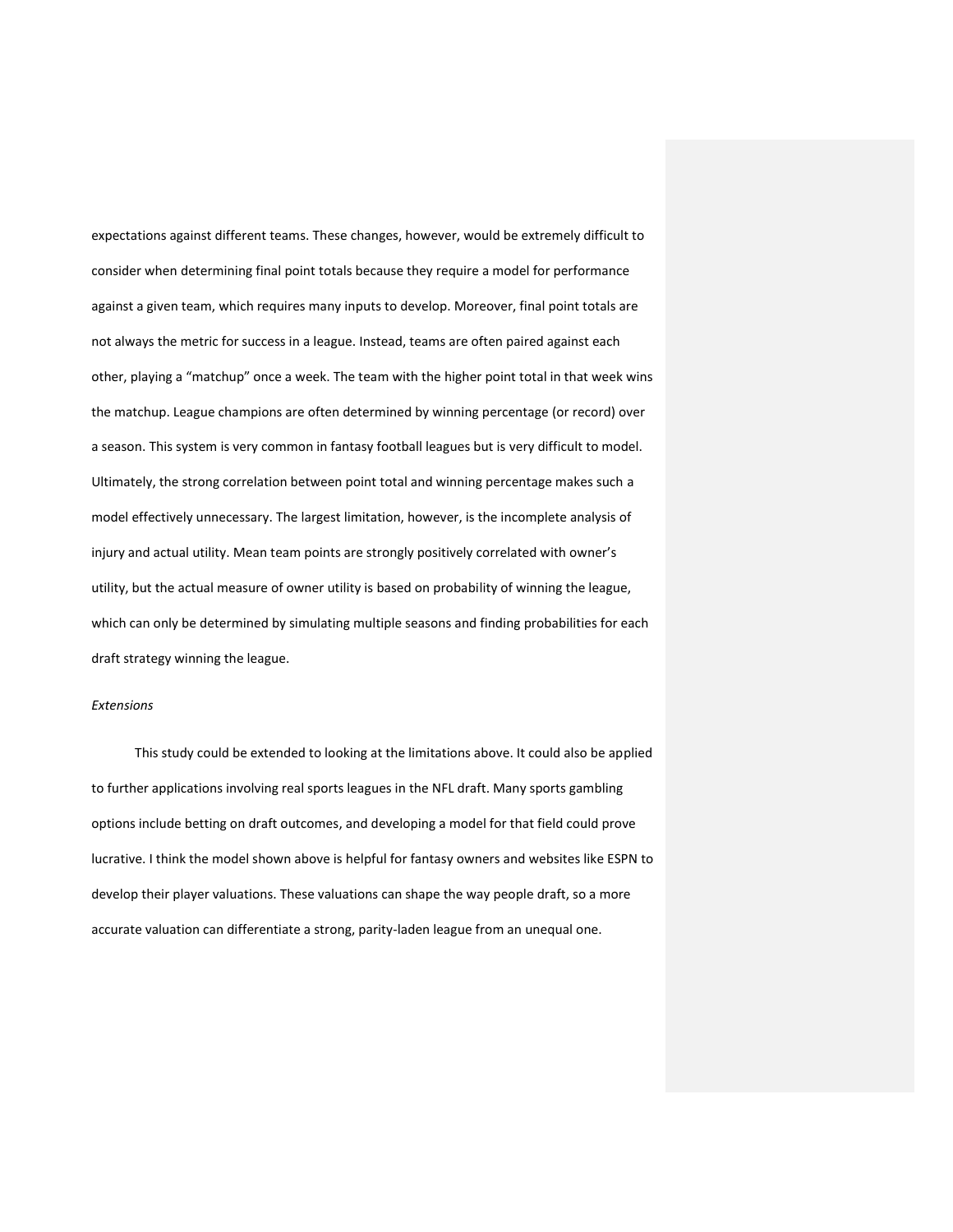expectations against different teams. These changes, however, would be extremely difficult to consider when determining final point totals because they require a model for performance against a given team, which requires many inputs to develop. Moreover, final point totals are not always the metric for success in a league. Instead, teams are often paired against each other, playing a "matchup" once a week. The team with the higher point total in that week wins the matchup. League champions are often determined by winning percentage (or record) over a season. This system is very common in fantasy football leagues but is very difficult to model. Ultimately, the strong correlation between point total and winning percentage makes such a model effectively unnecessary. The largest limitation, however, is the incomplete analysis of injury and actual utility. Mean team points are strongly positively correlated with owner's utility, but the actual measure of owner utility is based on probability of winning the league, which can only be determined by simulating multiple seasons and finding probabilities for each draft strategy winning the league.

*Extensions*

This study could be extended to looking at the limitations above. It could also be applied to further applications involving real sports leagues in the NFL draft. Many sports gambling options include betting on draft outcomes, and developing a model for that field could prove lucrative. I think the model shown above is helpful for fantasy owners and websites like ESPN to develop their player valuations. These valuations can shape the way people draft, so a more accurate valuation can differentiate a strong, parity-laden league from an unequal one.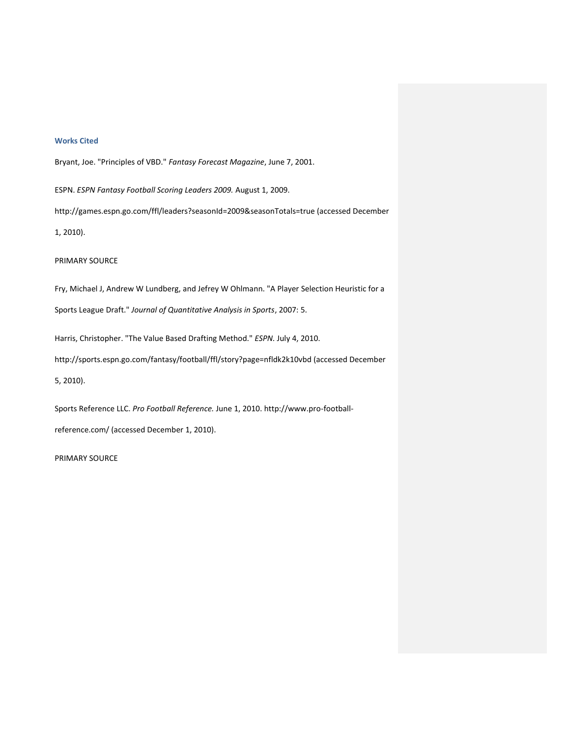## Works Cited

Bryant, Joe. "Principles of VBD." *Fantasy Forecast Magazine*, June 7, 2001.

ESPN. *ESPN Fantasy Football Scoring Leaders 2009.* August 1, 2009. http://games.espn.go.com/ffl/leaders?seasonId=2009&seasonTotals=true (accessed December 1, 2010).

PRIMARY SOURCE

Fry, Michael J, Andrew W Lundberg, and Jefrey W Ohlmann. "A Player Selection Heuristic for a Sports League Draft." *Journal of Quantitative Analysis in Sports*, 2007: 5.

Harris, Christopher. "The Value Based Drafting Method." *ESPN.* July 4, 2010. http://sports.espn.go.com/fantasy/football/ffl/story?page=nfldk2k10vbd (accessed December 5, 2010).

Sports Reference LLC. *Pro Football Reference.* June 1, 2010. http://www.pro-football-reference.com/ (accessed December 1, 2010).

PRIMARY SOURCE